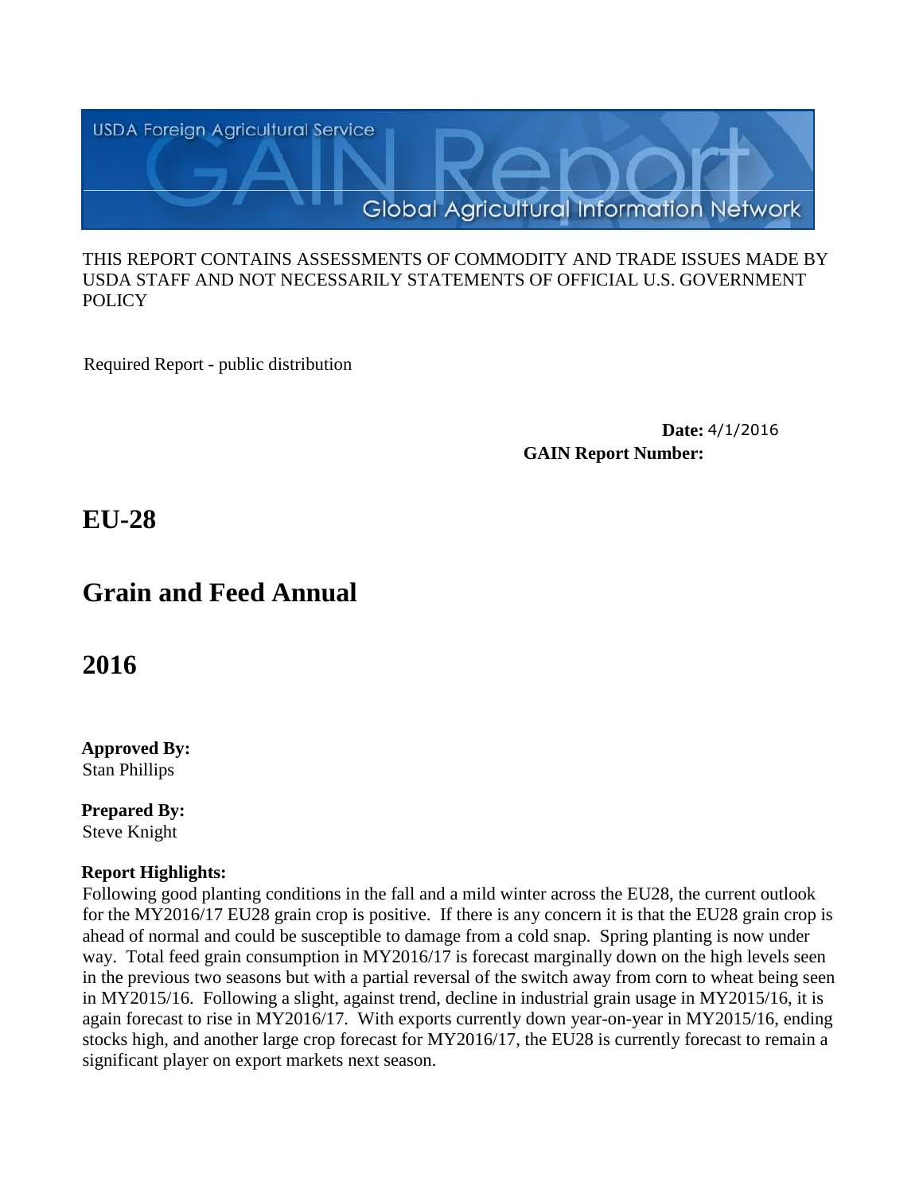USDA Foreign Agricultural Service

GAIN Report

Global Agricultural Information Network

THIS REPORT CONTAINS ASSESSMENTS OF COMMODITY AND TRADE ISSUES MADE BY USDA STAFF AND NOT NECESSARILY STATEMENTS OF OFFICIAL U.S. GOVERNMENT POLICY

Required Report - public distribution

**Date:** 4/1/2016

**GAIN Report Number:**

# EU-28

# Grain and Feed Annual

# 2016

**Approved By:**
Stan Phillips

**Prepared By:**
Steve Knight

**Report Highlights:**
Following good planting conditions in the fall and a mild winter across the EU28, the current outlook for the MY2016/17 EU28 grain crop is positive. If there is any concern it is that the EU28 grain crop is ahead of normal and could be susceptible to damage from a cold snap. Spring planting is now under way. Total feed grain consumption in MY2016/17 is forecast marginally down on the high levels seen in the previous two seasons but with a partial reversal of the switch away from corn to wheat being seen in MY2015/16. Following a slight, against trend, decline in industrial grain usage in MY2015/16, it is again forecast to rise in MY2016/17. With exports currently down year-on-year in MY2015/16, ending stocks high, and another large crop forecast for MY2016/17, the EU28 is currently forecast to remain a significant player on export markets next season.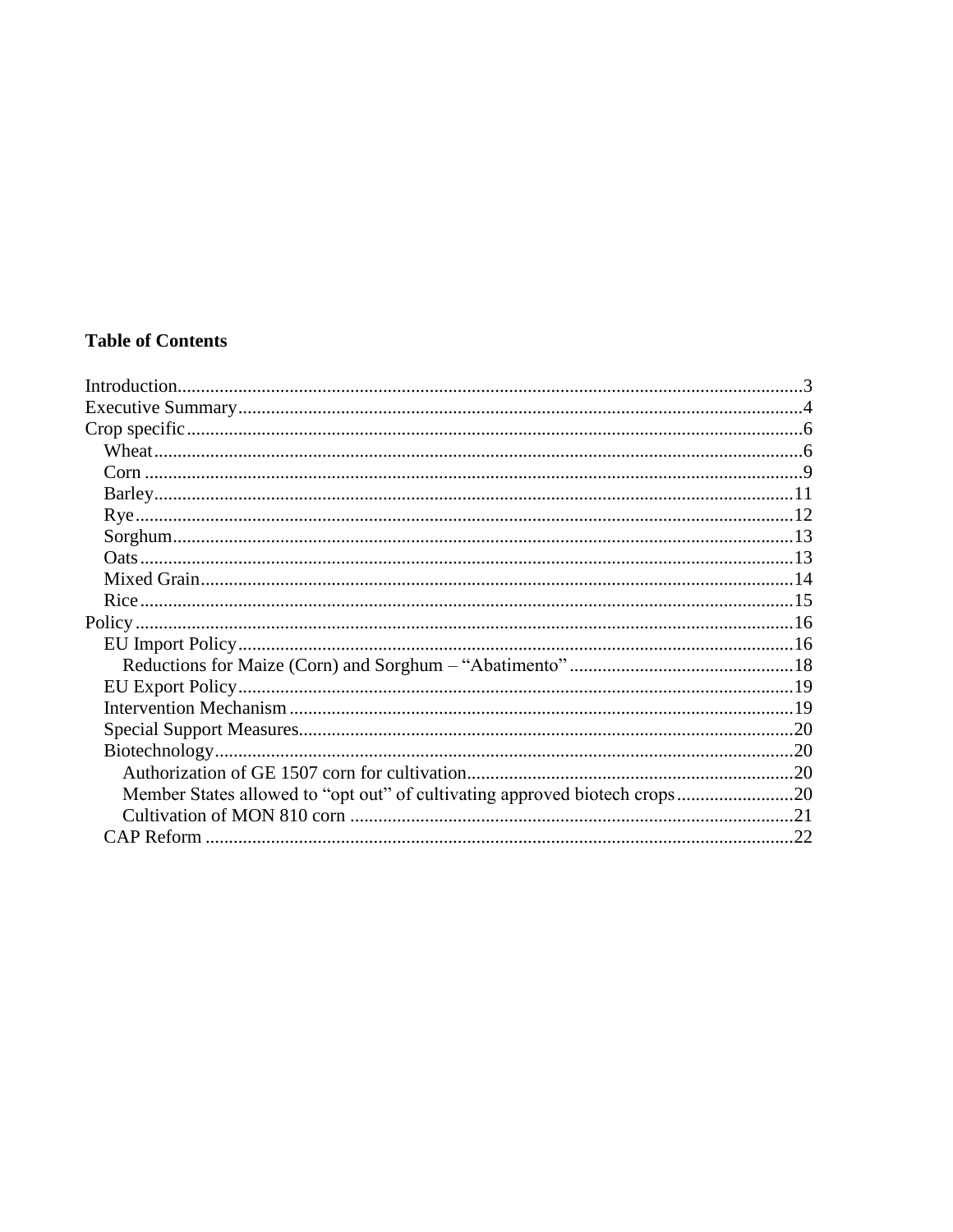**Table of Contents**

Introduction....................................................................................................................................3
Executive Summary........................................................................................................................4
Crop specific...................................................................................................................................6
- Wheat.........................................................................................................................................6
- Corn ...........................................................................................................................................9
- Barley........................................................................................................................................11
- Rye............................................................................................................................................12
- Sorghum....................................................................................................................................13
- Oats...........................................................................................................................................13
- Mixed Grain..............................................................................................................................14
- Rice...........................................................................................................................................15

Policy ............................................................................................................................................16
- EU Import Policy......................................................................................................................16
  - Reductions for Maize (Corn) and Sorghum – “Abatimento” ................................................18
- EU Export Policy......................................................................................................................19
- Intervention Mechanism ...........................................................................................................19
- Special Support Measures.........................................................................................................20
- Biotechnology...........................................................................................................................20
  - Authorization of GE 1507 corn for cultivation.....................................................................20
  - Member States allowed to “opt out” of cultivating approved biotech crops.........................20
  - Cultivation of MON 810 corn .............................................................................................21
- CAP Reform .............................................................................................................................22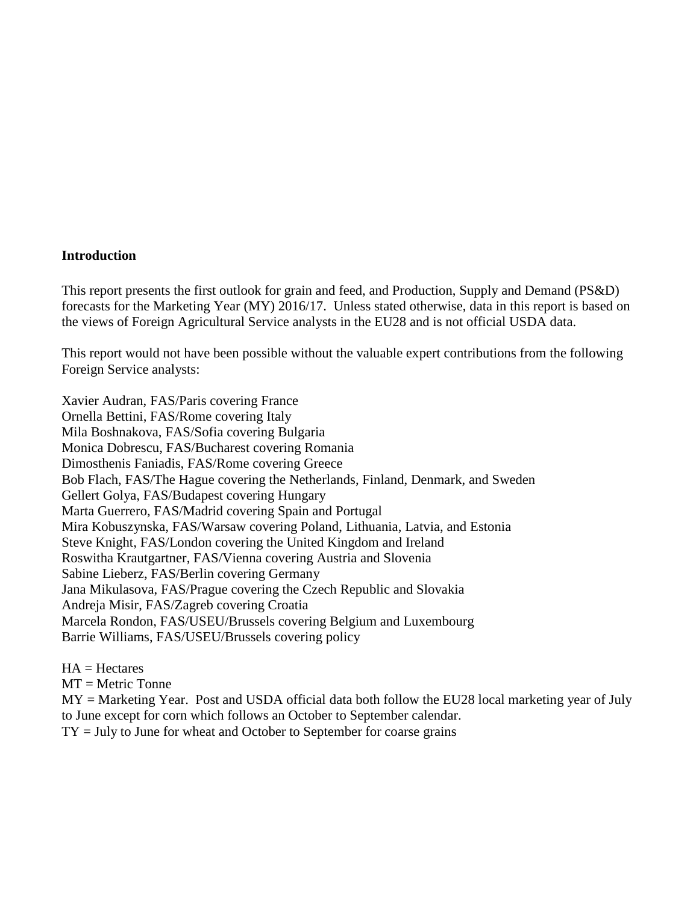## Introduction

This report presents the first outlook for grain and feed, and Production, Supply and Demand (PS&D) forecasts for the Marketing Year (MY) 2016/17. Unless stated otherwise, data in this report is based on the views of Foreign Agricultural Service analysts in the EU28 and is not official USDA data.

This report would not have been possible without the valuable expert contributions from the following Foreign Service analysts:

Xavier Audran, FAS/Paris covering France  
Ornella Bettini, FAS/Rome covering Italy  
Mila Boshnakova, FAS/Sofia covering Bulgaria  
Monica Dobrescu, FAS/Bucharest covering Romania  
Dimosthenis Faniadis, FAS/Rome covering Greece  
Bob Flach, FAS/The Hague covering the Netherlands, Finland, Denmark, and Sweden  
Gellert Golya, FAS/Budapest covering Hungary  
Marta Guerrero, FAS/Madrid covering Spain and Portugal  
Mira Kobuszynska, FAS/Warsaw covering Poland, Lithuania, Latvia, and Estonia  
Steve Knight, FAS/London covering the United Kingdom and Ireland  
Roswitha Krautgartner, FAS/Vienna covering Austria and Slovenia  
Sabine Lieberz, FAS/Berlin covering Germany  
Jana Mikulasova, FAS/Prague covering the Czech Republic and Slovakia  
Andreja Misir, FAS/Zagreb covering Croatia  
Marcela Rondon, FAS/USEU/Brussels covering Belgium and Luxembourg  
Barrie Williams, FAS/USEU/Brussels covering policy

HA = Hectares  
MT = Metric Tonne  
MY = Marketing Year. Post and USDA official data both follow the EU28 local marketing year of July to June except for corn which follows an October to September calendar.  
TY = July to June for wheat and October to September for coarse grains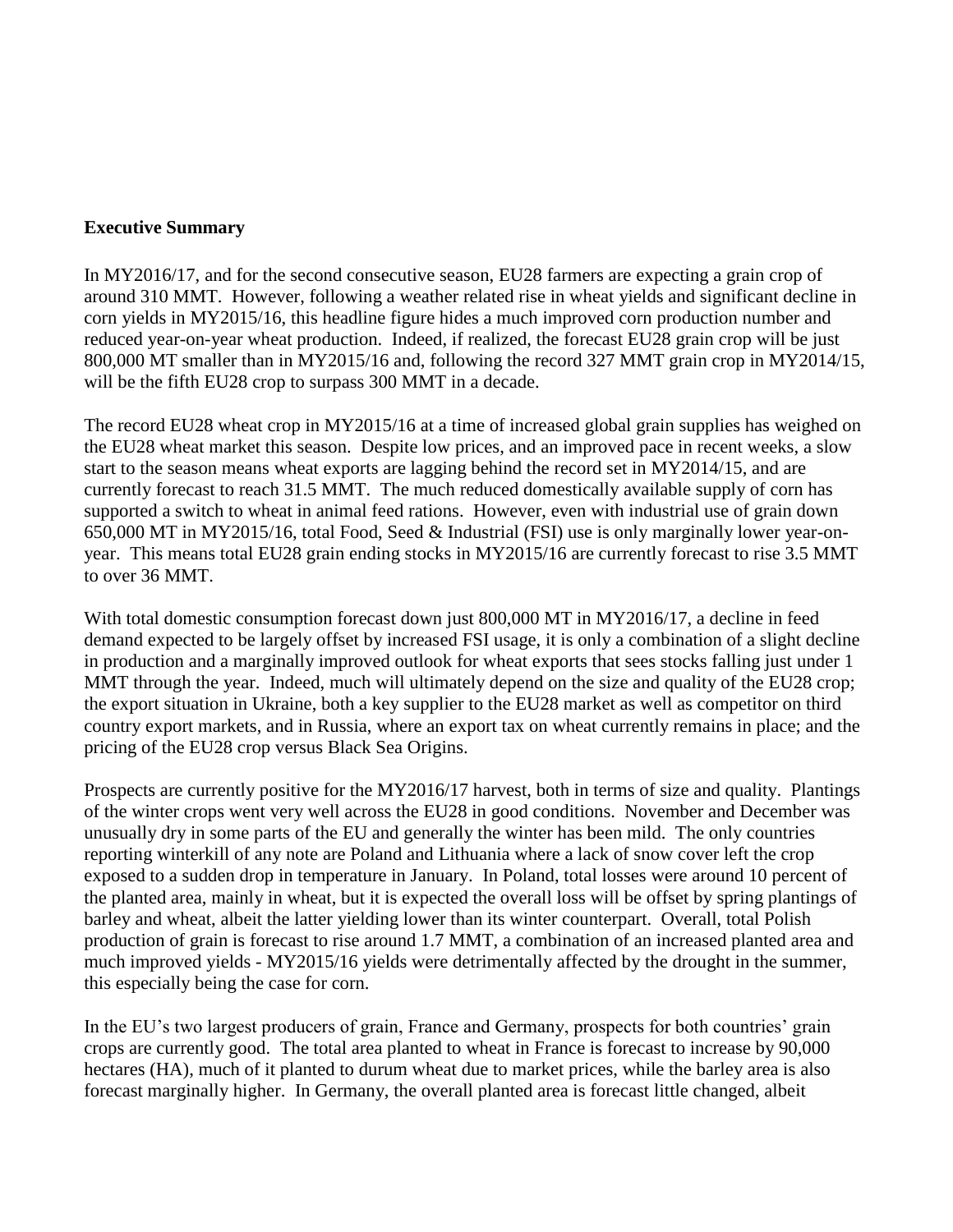**Executive Summary**

In MY2016/17, and for the second consecutive season, EU28 farmers are expecting a grain crop of around 310 MMT. However, following a weather related rise in wheat yields and significant decline in corn yields in MY2015/16, this headline figure hides a much improved corn production number and reduced year-on-year wheat production. Indeed, if realized, the forecast EU28 grain crop will be just 800,000 MT smaller than in MY2015/16 and, following the record 327 MMT grain crop in MY2014/15, will be the fifth EU28 crop to surpass 300 MMT in a decade.

The record EU28 wheat crop in MY2015/16 at a time of increased global grain supplies has weighed on the EU28 wheat market this season. Despite low prices, and an improved pace in recent weeks, a slow start to the season means wheat exports are lagging behind the record set in MY2014/15, and are currently forecast to reach 31.5 MMT. The much reduced domestically available supply of corn has supported a switch to wheat in animal feed rations. However, even with industrial use of grain down 650,000 MT in MY2015/16, total Food, Seed & Industrial (FSI) use is only marginally lower year-on-year. This means total EU28 grain ending stocks in MY2015/16 are currently forecast to rise 3.5 MMT to over 36 MMT.

With total domestic consumption forecast down just 800,000 MT in MY2016/17, a decline in feed demand expected to be largely offset by increased FSI usage, it is only a combination of a slight decline in production and a marginally improved outlook for wheat exports that sees stocks falling just under 1 MMT through the year. Indeed, much will ultimately depend on the size and quality of the EU28 crop; the export situation in Ukraine, both a key supplier to the EU28 market as well as competitor on third country export markets, and in Russia, where an export tax on wheat currently remains in place; and the pricing of the EU28 crop versus Black Sea Origins.

Prospects are currently positive for the MY2016/17 harvest, both in terms of size and quality. Plantings of the winter crops went very well across the EU28 in good conditions. November and December was unusually dry in some parts of the EU and generally the winter has been mild. The only countries reporting winterkill of any note are Poland and Lithuania where a lack of snow cover left the crop exposed to a sudden drop in temperature in January. In Poland, total losses were around 10 percent of the planted area, mainly in wheat, but it is expected the overall loss will be offset by spring plantings of barley and wheat, albeit the latter yielding lower than its winter counterpart. Overall, total Polish production of grain is forecast to rise around 1.7 MMT, a combination of an increased planted area and much improved yields - MY2015/16 yields were detrimentally affected by the drought in the summer, this especially being the case for corn.

In the EU's two largest producers of grain, France and Germany, prospects for both countries' grain crops are currently good. The total area planted to wheat in France is forecast to increase by 90,000 hectares (HA), much of it planted to durum wheat due to market prices, while the barley area is also forecast marginally higher. In Germany, the overall planted area is forecast little changed, albeit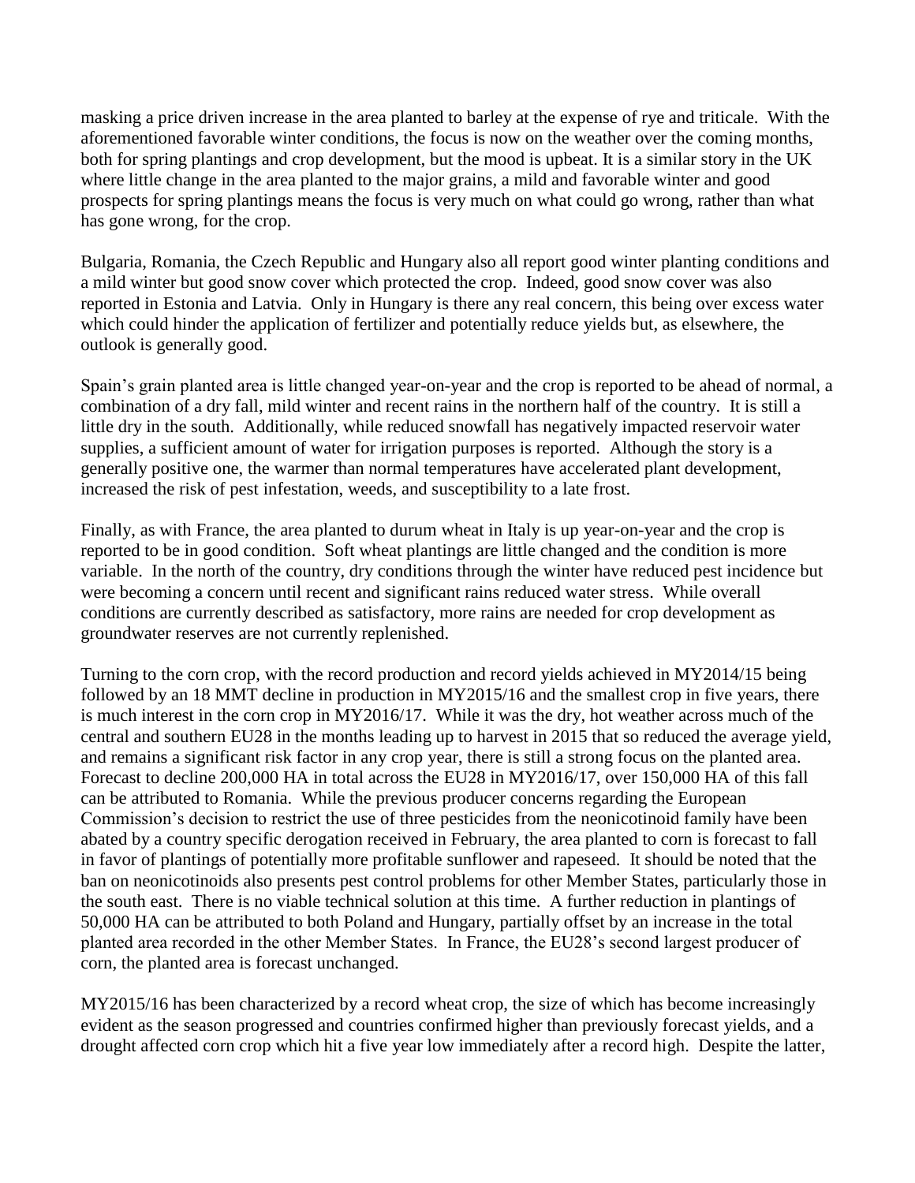masking a price driven increase in the area planted to barley at the expense of rye and triticale. With the aforementioned favorable winter conditions, the focus is now on the weather over the coming months, both for spring plantings and crop development, but the mood is upbeat. It is a similar story in the UK where little change in the area planted to the major grains, a mild and favorable winter and good prospects for spring plantings means the focus is very much on what could go wrong, rather than what has gone wrong, for the crop.

Bulgaria, Romania, the Czech Republic and Hungary also all report good winter planting conditions and a mild winter but good snow cover which protected the crop. Indeed, good snow cover was also reported in Estonia and Latvia. Only in Hungary is there any real concern, this being over excess water which could hinder the application of fertilizer and potentially reduce yields but, as elsewhere, the outlook is generally good.

Spain's grain planted area is little changed year-on-year and the crop is reported to be ahead of normal, a combination of a dry fall, mild winter and recent rains in the northern half of the country. It is still a little dry in the south. Additionally, while reduced snowfall has negatively impacted reservoir water supplies, a sufficient amount of water for irrigation purposes is reported. Although the story is a generally positive one, the warmer than normal temperatures have accelerated plant development, increased the risk of pest infestation, weeds, and susceptibility to a late frost.

Finally, as with France, the area planted to durum wheat in Italy is up year-on-year and the crop is reported to be in good condition. Soft wheat plantings are little changed and the condition is more variable. In the north of the country, dry conditions through the winter have reduced pest incidence but were becoming a concern until recent and significant rains reduced water stress. While overall conditions are currently described as satisfactory, more rains are needed for crop development as groundwater reserves are not currently replenished.

Turning to the corn crop, with the record production and record yields achieved in MY2014/15 being followed by an 18 MMT decline in production in MY2015/16 and the smallest crop in five years, there is much interest in the corn crop in MY2016/17. While it was the dry, hot weather across much of the central and southern EU28 in the months leading up to harvest in 2015 that so reduced the average yield, and remains a significant risk factor in any crop year, there is still a strong focus on the planted area. Forecast to decline 200,000 HA in total across the EU28 in MY2016/17, over 150,000 HA of this fall can be attributed to Romania. While the previous producer concerns regarding the European Commission's decision to restrict the use of three pesticides from the neonicotinoid family have been abated by a country specific derogation received in February, the area planted to corn is forecast to fall in favor of plantings of potentially more profitable sunflower and rapeseed. It should be noted that the ban on neonicotinoids also presents pest control problems for other Member States, particularly those in the south east. There is no viable technical solution at this time. A further reduction in plantings of 50,000 HA can be attributed to both Poland and Hungary, partially offset by an increase in the total planted area recorded in the other Member States. In France, the EU28's second largest producer of corn, the planted area is forecast unchanged.

MY2015/16 has been characterized by a record wheat crop, the size of which has become increasingly evident as the season progressed and countries confirmed higher than previously forecast yields, and a drought affected corn crop which hit a five year low immediately after a record high. Despite the latter,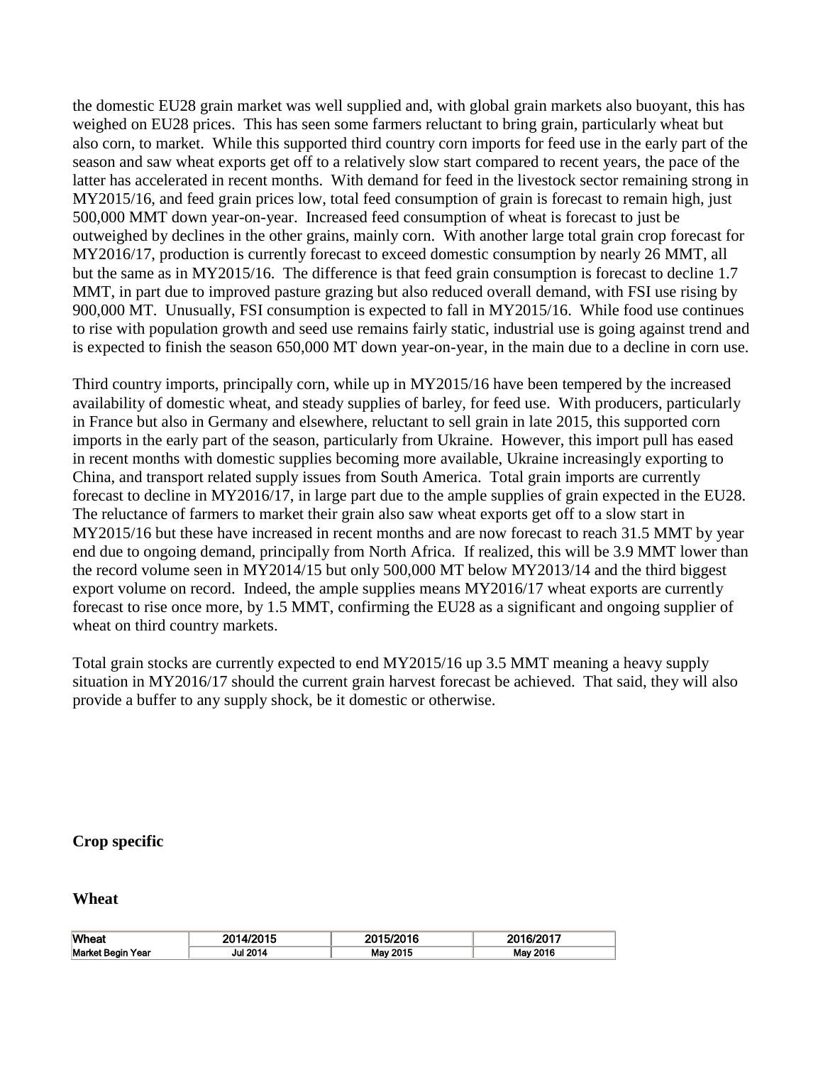the domestic EU28 grain market was well supplied and, with global grain markets also buoyant, this has weighed on EU28 prices. This has seen some farmers reluctant to bring grain, particularly wheat but also corn, to market. While this supported third country corn imports for feed use in the early part of the season and saw wheat exports get off to a relatively slow start compared to recent years, the pace of the latter has accelerated in recent months. With demand for feed in the livestock sector remaining strong in MY2015/16, and feed grain prices low, total feed consumption of grain is forecast to remain high, just 500,000 MMT down year-on-year. Increased feed consumption of wheat is forecast to just be outweighed by declines in the other grains, mainly corn. With another large total grain crop forecast for MY2016/17, production is currently forecast to exceed domestic consumption by nearly 26 MMT, all but the same as in MY2015/16. The difference is that feed grain consumption is forecast to decline 1.7 MMT, in part due to improved pasture grazing but also reduced overall demand, with FSI use rising by 900,000 MT. Unusually, FSI consumption is expected to fall in MY2015/16. While food use continues to rise with population growth and seed use remains fairly static, industrial use is going against trend and is expected to finish the season 650,000 MT down year-on-year, in the main due to a decline in corn use.

Third country imports, principally corn, while up in MY2015/16 have been tempered by the increased availability of domestic wheat, and steady supplies of barley, for feed use. With producers, particularly in France but also in Germany and elsewhere, reluctant to sell grain in late 2015, this supported corn imports in the early part of the season, particularly from Ukraine. However, this import pull has eased in recent months with domestic supplies becoming more available, Ukraine increasingly exporting to China, and transport related supply issues from South America. Total grain imports are currently forecast to decline in MY2016/17, in large part due to the ample supplies of grain expected in the EU28. The reluctance of farmers to market their grain also saw wheat exports get off to a slow start in MY2015/16 but these have increased in recent months and are now forecast to reach 31.5 MMT by year end due to ongoing demand, principally from North Africa. If realized, this will be 3.9 MMT lower than the record volume seen in MY2014/15 but only 500,000 MT below MY2013/14 and the third biggest export volume on record. Indeed, the ample supplies means MY2016/17 wheat exports are currently forecast to rise once more, by 1.5 MMT, confirming the EU28 as a significant and ongoing supplier of wheat on third country markets.

Total grain stocks are currently expected to end MY2015/16 up 3.5 MMT meaning a heavy supply situation in MY2016/17 should the current grain harvest forecast be achieved. That said, they will also provide a buffer to any supply shock, be it domestic or otherwise.

## Crop specific

### Wheat

| Wheat | 2014/2015 | 2015/2016 | 2016/2017 |
|---|---|---|---|
| Market Begin Year | Jul 2014 | May 2015 | May 2016 |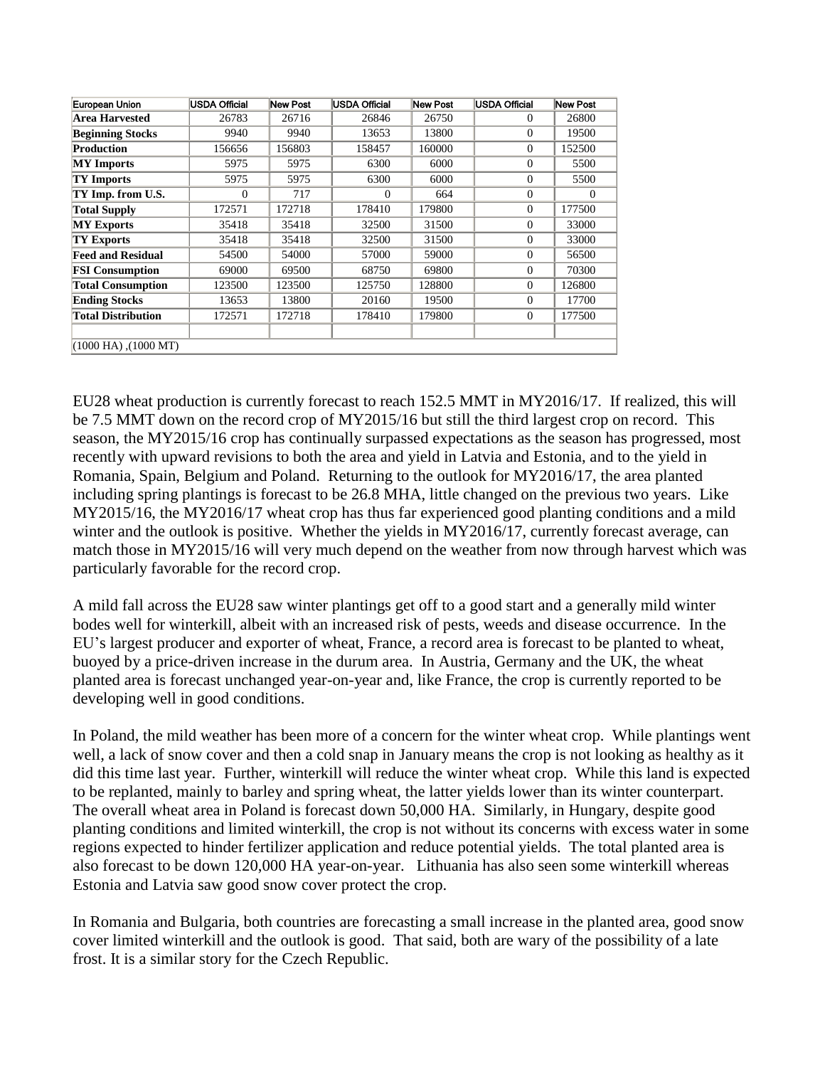| European Union | USDA Official | New Post | USDA Official | New Post | USDA Official | New Post |
|---|---|---|---|---|---|---|
| **Area Harvested** | 26783 | 26716 | 26846 | 26750 | 0 | 26800 |
| **Beginning Stocks** | 9940 | 9940 | 13653 | 13800 | 0 | 19500 |
| **Production** | 156656 | 156803 | 158457 | 160000 | 0 | 152500 |
| **MY Imports** | 5975 | 5975 | 6300 | 6000 | 0 | 5500 |
| **TY Imports** | 5975 | 5975 | 6300 | 6000 | 0 | 5500 |
| **TY Imp. from U.S.** | 0 | 717 | 0 | 664 | 0 | 0 |
| **Total Supply** | 172571 | 172718 | 178410 | 179800 | 0 | 177500 |
| **MY Exports** | 35418 | 35418 | 32500 | 31500 | 0 | 33000 |
| **TY Exports** | 35418 | 35418 | 32500 | 31500 | 0 | 33000 |
| **Feed and Residual** | 54500 | 54000 | 57000 | 59000 | 0 | 56500 |
| **FSI Consumption** | 69000 | 69500 | 68750 | 69800 | 0 | 70300 |
| **Total Consumption** | 123500 | 123500 | 125750 | 128800 | 0 | 126800 |
| **Ending Stocks** | 13653 | 13800 | 20160 | 19500 | 0 | 17700 |
| **Total Distribution** | 172571 | 172718 | 178410 | 179800 | 0 | 177500 |
| | | | | | | |
| (1000 HA) ,(1000 MT) | | | | | | |

EU28 wheat production is currently forecast to reach 152.5 MMT in MY2016/17. If realized, this will be 7.5 MMT down on the record crop of MY2015/16 but still the third largest crop on record. This season, the MY2015/16 crop has continually surpassed expectations as the season has progressed, most recently with upward revisions to both the area and yield in Latvia and Estonia, and to the yield in Romania, Spain, Belgium and Poland. Returning to the outlook for MY2016/17, the area planted including spring plantings is forecast to be 26.8 MHA, little changed on the previous two years. Like MY2015/16, the MY2016/17 wheat crop has thus far experienced good planting conditions and a mild winter and the outlook is positive. Whether the yields in MY2016/17, currently forecast average, can match those in MY2015/16 will very much depend on the weather from now through harvest which was particularly favorable for the record crop.

A mild fall across the EU28 saw winter plantings get off to a good start and a generally mild winter bodes well for winterkill, albeit with an increased risk of pests, weeds and disease occurrence. In the EU's largest producer and exporter of wheat, France, a record area is forecast to be planted to wheat, buoyed by a price-driven increase in the durum area. In Austria, Germany and the UK, the wheat planted area is forecast unchanged year-on-year and, like France, the crop is currently reported to be developing well in good conditions.

In Poland, the mild weather has been more of a concern for the winter wheat crop. While plantings went well, a lack of snow cover and then a cold snap in January means the crop is not looking as healthy as it did this time last year. Further, winterkill will reduce the winter wheat crop. While this land is expected to be replanted, mainly to barley and spring wheat, the latter yields lower than its winter counterpart. The overall wheat area in Poland is forecast down 50,000 HA. Similarly, in Hungary, despite good planting conditions and limited winterkill, the crop is not without its concerns with excess water in some regions expected to hinder fertilizer application and reduce potential yields. The total planted area is also forecast to be down 120,000 HA year-on-year. Lithuania has also seen some winterkill whereas Estonia and Latvia saw good snow cover protect the crop.

In Romania and Bulgaria, both countries are forecasting a small increase in the planted area, good snow cover limited winterkill and the outlook is good. That said, both are wary of the possibility of a late frost. It is a similar story for the Czech Republic.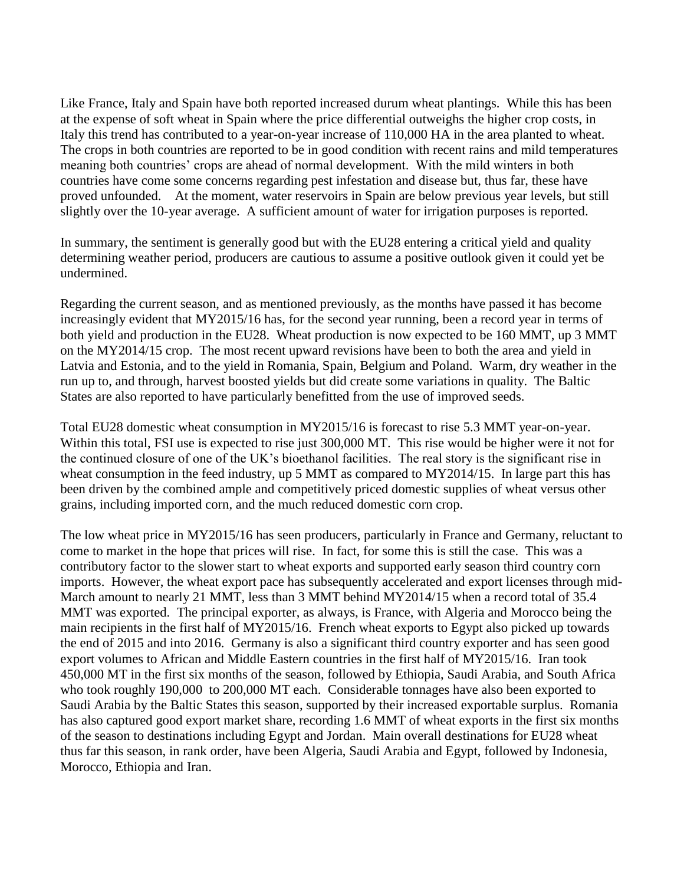Like France, Italy and Spain have both reported increased durum wheat plantings. While this has been at the expense of soft wheat in Spain where the price differential outweighs the higher crop costs, in Italy this trend has contributed to a year-on-year increase of 110,000 HA in the area planted to wheat. The crops in both countries are reported to be in good condition with recent rains and mild temperatures meaning both countries' crops are ahead of normal development. With the mild winters in both countries have come some concerns regarding pest infestation and disease but, thus far, these have proved unfounded. At the moment, water reservoirs in Spain are below previous year levels, but still slightly over the 10-year average. A sufficient amount of water for irrigation purposes is reported.

In summary, the sentiment is generally good but with the EU28 entering a critical yield and quality determining weather period, producers are cautious to assume a positive outlook given it could yet be undermined.

Regarding the current season, and as mentioned previously, as the months have passed it has become increasingly evident that MY2015/16 has, for the second year running, been a record year in terms of both yield and production in the EU28. Wheat production is now expected to be 160 MMT, up 3 MMT on the MY2014/15 crop. The most recent upward revisions have been to both the area and yield in Latvia and Estonia, and to the yield in Romania, Spain, Belgium and Poland. Warm, dry weather in the run up to, and through, harvest boosted yields but did create some variations in quality. The Baltic States are also reported to have particularly benefitted from the use of improved seeds.

Total EU28 domestic wheat consumption in MY2015/16 is forecast to rise 5.3 MMT year-on-year. Within this total, FSI use is expected to rise just 300,000 MT. This rise would be higher were it not for the continued closure of one of the UK's bioethanol facilities. The real story is the significant rise in wheat consumption in the feed industry, up 5 MMT as compared to MY2014/15. In large part this has been driven by the combined ample and competitively priced domestic supplies of wheat versus other grains, including imported corn, and the much reduced domestic corn crop.

The low wheat price in MY2015/16 has seen producers, particularly in France and Germany, reluctant to come to market in the hope that prices will rise. In fact, for some this is still the case. This was a contributory factor to the slower start to wheat exports and supported early season third country corn imports. However, the wheat export pace has subsequently accelerated and export licenses through mid-March amount to nearly 21 MMT, less than 3 MMT behind MY2014/15 when a record total of 35.4 MMT was exported. The principal exporter, as always, is France, with Algeria and Morocco being the main recipients in the first half of MY2015/16. French wheat exports to Egypt also picked up towards the end of 2015 and into 2016. Germany is also a significant third country exporter and has seen good export volumes to African and Middle Eastern countries in the first half of MY2015/16. Iran took 450,000 MT in the first six months of the season, followed by Ethiopia, Saudi Arabia, and South Africa who took roughly 190,000 to 200,000 MT each. Considerable tonnages have also been exported to Saudi Arabia by the Baltic States this season, supported by their increased exportable surplus. Romania has also captured good export market share, recording 1.6 MMT of wheat exports in the first six months of the season to destinations including Egypt and Jordan. Main overall destinations for EU28 wheat thus far this season, in rank order, have been Algeria, Saudi Arabia and Egypt, followed by Indonesia, Morocco, Ethiopia and Iran.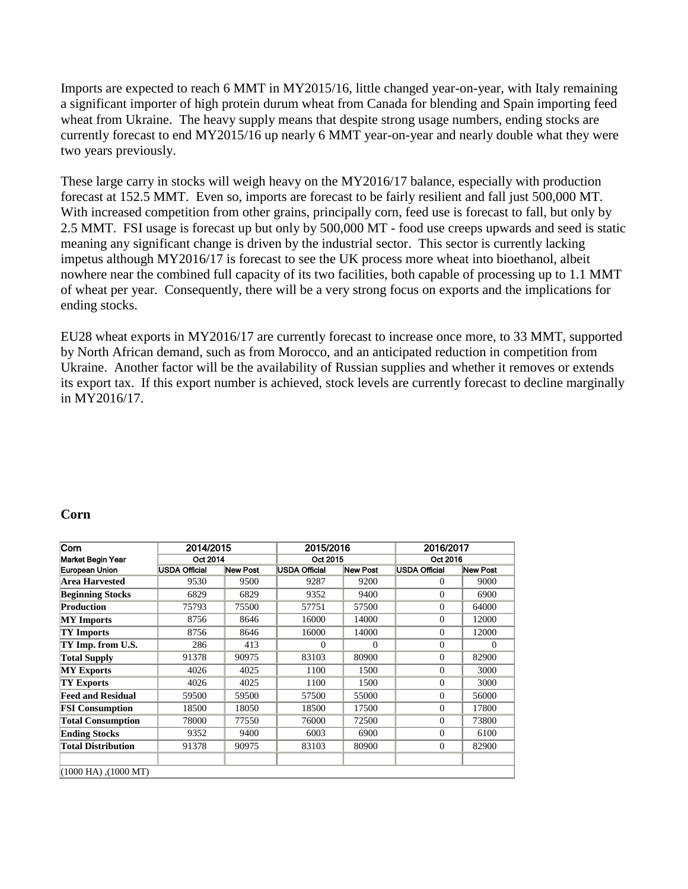Imports are expected to reach 6 MMT in MY2015/16, little changed year-on-year, with Italy remaining a significant importer of high protein durum wheat from Canada for blending and Spain importing feed wheat from Ukraine. The heavy supply means that despite strong usage numbers, ending stocks are currently forecast to end MY2015/16 up nearly 6 MMT year-on-year and nearly double what they were two years previously.

These large carry in stocks will weigh heavy on the MY2016/17 balance, especially with production forecast at 152.5 MMT. Even so, imports are forecast to be fairly resilient and fall just 500,000 MT. With increased competition from other grains, principally corn, feed use is forecast to fall, but only by 2.5 MMT. FSI usage is forecast up but only by 500,000 MT - food use creeps upwards and seed is static meaning any significant change is driven by the industrial sector. This sector is currently lacking impetus although MY2016/17 is forecast to see the UK process more wheat into bioethanol, albeit nowhere near the combined full capacity of its two facilities, both capable of processing up to 1.1 MMT of wheat per year. Consequently, there will be a very strong focus on exports and the implications for ending stocks.

EU28 wheat exports in MY2016/17 are currently forecast to increase once more, to 33 MMT, supported by North African demand, such as from Morocco, and an anticipated reduction in competition from Ukraine. Another factor will be the availability of Russian supplies and whether it removes or extends its export tax. If this export number is achieved, stock levels are currently forecast to decline marginally in MY2016/17.

## Corn

| Corn | 2014/2015 | | 2015/2016 | | 2016/2017 | |
|---|---|---|---|---|---|---|
| Market Begin Year | Oct 2014 | | Oct 2015 | | Oct 2016 | |
| European Union | USDA Official | New Post | USDA Official | New Post | USDA Official | New Post |
| **Area Harvested** | 9530 | 9500 | 9287 | 9200 | 0 | 9000 |
| **Beginning Stocks** | 6829 | 6829 | 9352 | 9400 | 0 | 6900 |
| **Production** | 75793 | 75500 | 57751 | 57500 | 0 | 64000 |
| **MY Imports** | 8756 | 8646 | 16000 | 14000 | 0 | 12000 |
| **TY Imports** | 8756 | 8646 | 16000 | 14000 | 0 | 12000 |
| **TY Imp. from U.S.** | 286 | 413 | 0 | 0 | 0 | 0 |
| **Total Supply** | 91378 | 90975 | 83103 | 80900 | 0 | 82900 |
| **MY Exports** | 4026 | 4025 | 1100 | 1500 | 0 | 3000 |
| **TY Exports** | 4026 | 4025 | 1100 | 1500 | 0 | 3000 |
| **Feed and Residual** | 59500 | 59500 | 57500 | 55000 | 0 | 56000 |
| **FSI Consumption** | 18500 | 18050 | 18500 | 17500 | 0 | 17800 |
| **Total Consumption** | 78000 | 77550 | 76000 | 72500 | 0 | 73800 |
| **Ending Stocks** | 9352 | 9400 | 6003 | 6900 | 0 | 6100 |
| **Total Distribution** | 91378 | 90975 | 83103 | 80900 | 0 | 82900 |
| | | | | | | |
| (1000 HA) ,(1000 MT) | | | | | | |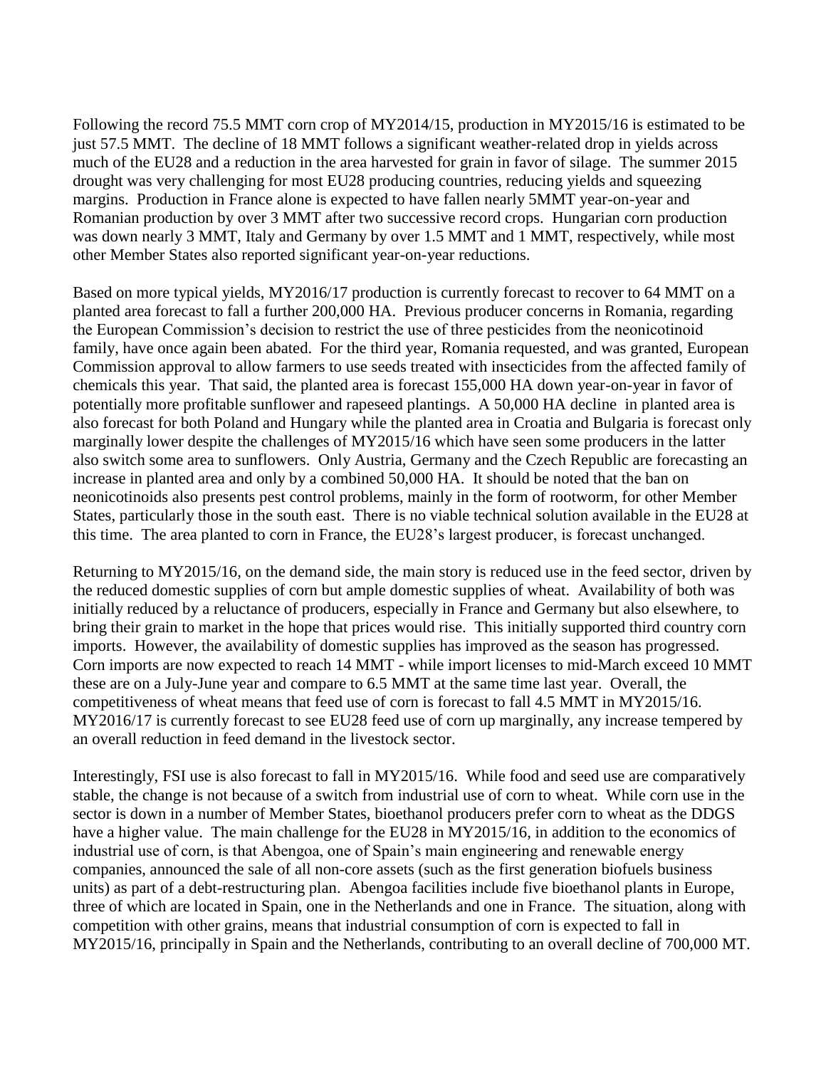Following the record 75.5 MMT corn crop of MY2014/15, production in MY2015/16 is estimated to be just 57.5 MMT. The decline of 18 MMT follows a significant weather-related drop in yields across much of the EU28 and a reduction in the area harvested for grain in favor of silage. The summer 2015 drought was very challenging for most EU28 producing countries, reducing yields and squeezing margins. Production in France alone is expected to have fallen nearly 5MMT year-on-year and Romanian production by over 3 MMT after two successive record crops. Hungarian corn production was down nearly 3 MMT, Italy and Germany by over 1.5 MMT and 1 MMT, respectively, while most other Member States also reported significant year-on-year reductions.

Based on more typical yields, MY2016/17 production is currently forecast to recover to 64 MMT on a planted area forecast to fall a further 200,000 HA. Previous producer concerns in Romania, regarding the European Commission's decision to restrict the use of three pesticides from the neonicotinoid family, have once again been abated. For the third year, Romania requested, and was granted, European Commission approval to allow farmers to use seeds treated with insecticides from the affected family of chemicals this year. That said, the planted area is forecast 155,000 HA down year-on-year in favor of potentially more profitable sunflower and rapeseed plantings. A 50,000 HA decline in planted area is also forecast for both Poland and Hungary while the planted area in Croatia and Bulgaria is forecast only marginally lower despite the challenges of MY2015/16 which have seen some producers in the latter also switch some area to sunflowers. Only Austria, Germany and the Czech Republic are forecasting an increase in planted area and only by a combined 50,000 HA. It should be noted that the ban on neonicotinoids also presents pest control problems, mainly in the form of rootworm, for other Member States, particularly those in the south east. There is no viable technical solution available in the EU28 at this time. The area planted to corn in France, the EU28's largest producer, is forecast unchanged.

Returning to MY2015/16, on the demand side, the main story is reduced use in the feed sector, driven by the reduced domestic supplies of corn but ample domestic supplies of wheat. Availability of both was initially reduced by a reluctance of producers, especially in France and Germany but also elsewhere, to bring their grain to market in the hope that prices would rise. This initially supported third country corn imports. However, the availability of domestic supplies has improved as the season has progressed. Corn imports are now expected to reach 14 MMT - while import licenses to mid-March exceed 10 MMT these are on a July-June year and compare to 6.5 MMT at the same time last year. Overall, the competitiveness of wheat means that feed use of corn is forecast to fall 4.5 MMT in MY2015/16. MY2016/17 is currently forecast to see EU28 feed use of corn up marginally, any increase tempered by an overall reduction in feed demand in the livestock sector.

Interestingly, FSI use is also forecast to fall in MY2015/16. While food and seed use are comparatively stable, the change is not because of a switch from industrial use of corn to wheat. While corn use in the sector is down in a number of Member States, bioethanol producers prefer corn to wheat as the DDGS have a higher value. The main challenge for the EU28 in MY2015/16, in addition to the economics of industrial use of corn, is that Abengoa, one of Spain's main engineering and renewable energy companies, announced the sale of all non-core assets (such as the first generation biofuels business units) as part of a debt-restructuring plan. Abengoa facilities include five bioethanol plants in Europe, three of which are located in Spain, one in the Netherlands and one in France. The situation, along with competition with other grains, means that industrial consumption of corn is expected to fall in MY2015/16, principally in Spain and the Netherlands, contributing to an overall decline of 700,000 MT.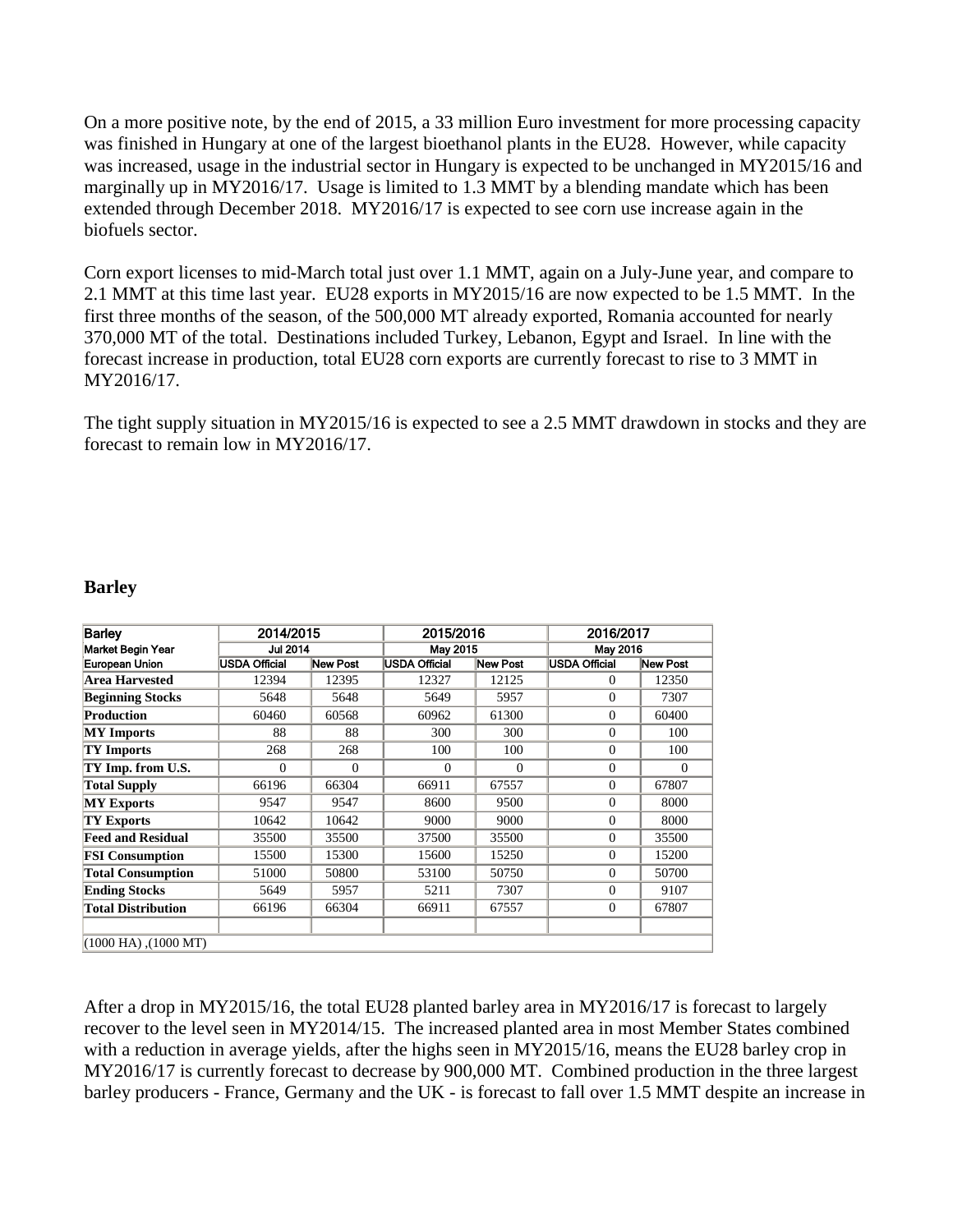On a more positive note, by the end of 2015, a 33 million Euro investment for more processing capacity was finished in Hungary at one of the largest bioethanol plants in the EU28. However, while capacity was increased, usage in the industrial sector in Hungary is expected to be unchanged in MY2015/16 and marginally up in MY2016/17. Usage is limited to 1.3 MMT by a blending mandate which has been extended through December 2018. MY2016/17 is expected to see corn use increase again in the biofuels sector.

Corn export licenses to mid-March total just over 1.1 MMT, again on a July-June year, and compare to 2.1 MMT at this time last year. EU28 exports in MY2015/16 are now expected to be 1.5 MMT. In the first three months of the season, of the 500,000 MT already exported, Romania accounted for nearly 370,000 MT of the total. Destinations included Turkey, Lebanon, Egypt and Israel. In line with the forecast increase in production, total EU28 corn exports are currently forecast to rise to 3 MMT in MY2016/17.

The tight supply situation in MY2015/16 is expected to see a 2.5 MMT drawdown in stocks and they are forecast to remain low in MY2016/17.

**Barley**

| Barley | 2014/2015 | | 2015/2016 | | 2016/2017 | |
|---|---|---|---|---|---|---|
| Market Begin Year | Jul 2014 | | May 2015 | | May 2016 | |
| European Union | USDA Official | New Post | USDA Official | New Post | USDA Official | New Post |
| **Area Harvested** | 12394 | 12395 | 12327 | 12125 | 0 | 12350 |
| **Beginning Stocks** | 5648 | 5648 | 5649 | 5957 | 0 | 7307 |
| **Production** | 60460 | 60568 | 60962 | 61300 | 0 | 60400 |
| **MY Imports** | 88 | 88 | 300 | 300 | 0 | 100 |
| **TY Imports** | 268 | 268 | 100 | 100 | 0 | 100 |
| **TY Imp. from U.S.** | 0 | 0 | 0 | 0 | 0 | 0 |
| **Total Supply** | 66196 | 66304 | 66911 | 67557 | 0 | 67807 |
| **MY Exports** | 9547 | 9547 | 8600 | 9500 | 0 | 8000 |
| **TY Exports** | 10642 | 10642 | 9000 | 9000 | 0 | 8000 |
| **Feed and Residual** | 35500 | 35500 | 37500 | 35500 | 0 | 35500 |
| **FSI Consumption** | 15500 | 15300 | 15600 | 15250 | 0 | 15200 |
| **Total Consumption** | 51000 | 50800 | 53100 | 50750 | 0 | 50700 |
| **Ending Stocks** | 5649 | 5957 | 5211 | 7307 | 0 | 9107 |
| **Total Distribution** | 66196 | 66304 | 66911 | 67557 | 0 | 67807 |
| (1000 HA) ,(1000 MT) | | | | | | |

After a drop in MY2015/16, the total EU28 planted barley area in MY2016/17 is forecast to largely recover to the level seen in MY2014/15. The increased planted area in most Member States combined with a reduction in average yields, after the highs seen in MY2015/16, means the EU28 barley crop in MY2016/17 is currently forecast to decrease by 900,000 MT. Combined production in the three largest barley producers - France, Germany and the UK - is forecast to fall over 1.5 MMT despite an increase in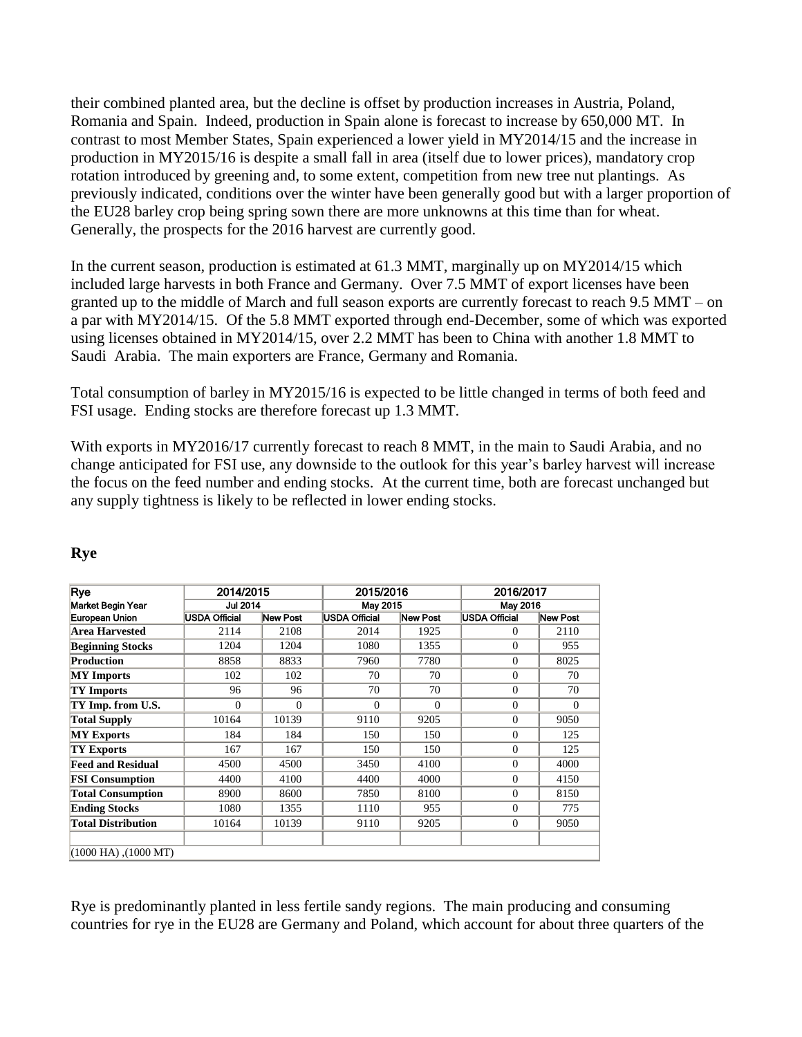their combined planted area, but the decline is offset by production increases in Austria, Poland, Romania and Spain. Indeed, production in Spain alone is forecast to increase by 650,000 MT. In contrast to most Member States, Spain experienced a lower yield in MY2014/15 and the increase in production in MY2015/16 is despite a small fall in area (itself due to lower prices), mandatory crop rotation introduced by greening and, to some extent, competition from new tree nut plantings. As previously indicated, conditions over the winter have been generally good but with a larger proportion of the EU28 barley crop being spring sown there are more unknowns at this time than for wheat. Generally, the prospects for the 2016 harvest are currently good.

In the current season, production is estimated at 61.3 MMT, marginally up on MY2014/15 which included large harvests in both France and Germany. Over 7.5 MMT of export licenses have been granted up to the middle of March and full season exports are currently forecast to reach 9.5 MMT – on a par with MY2014/15. Of the 5.8 MMT exported through end-December, some of which was exported using licenses obtained in MY2014/15, over 2.2 MMT has been to China with another 1.8 MMT to Saudi Arabia. The main exporters are France, Germany and Romania.

Total consumption of barley in MY2015/16 is expected to be little changed in terms of both feed and FSI usage. Ending stocks are therefore forecast up 1.3 MMT.

With exports in MY2016/17 currently forecast to reach 8 MMT, in the main to Saudi Arabia, and no change anticipated for FSI use, any downside to the outlook for this year's barley harvest will increase the focus on the feed number and ending stocks. At the current time, both are forecast unchanged but any supply tightness is likely to be reflected in lower ending stocks.

## Rye

| Rye | 2014/2015 | | 2015/2016 | | 2016/2017 | |
|---|---|---|---|---|---|---|
| Market Begin Year | Jul 2014 | | May 2015 | | May 2016 | |
| European Union | USDA Official | New Post | USDA Official | New Post | USDA Official | New Post |
| **Area Harvested** | 2114 | 2108 | 2014 | 1925 | 0 | 2110 |
| **Beginning Stocks** | 1204 | 1204 | 1080 | 1355 | 0 | 955 |
| **Production** | 8858 | 8833 | 7960 | 7780 | 0 | 8025 |
| **MY Imports** | 102 | 102 | 70 | 70 | 0 | 70 |
| **TY Imports** | 96 | 96 | 70 | 70 | 0 | 70 |
| **TY Imp. from U.S.** | 0 | 0 | 0 | 0 | 0 | 0 |
| **Total Supply** | 10164 | 10139 | 9110 | 9205 | 0 | 9050 |
| **MY Exports** | 184 | 184 | 150 | 150 | 0 | 125 |
| **TY Exports** | 167 | 167 | 150 | 150 | 0 | 125 |
| **Feed and Residual** | 4500 | 4500 | 3450 | 4100 | 0 | 4000 |
| **FSI Consumption** | 4400 | 4100 | 4400 | 4000 | 0 | 4150 |
| **Total Consumption** | 8900 | 8600 | 7850 | 8100 | 0 | 8150 |
| **Ending Stocks** | 1080 | 1355 | 1110 | 955 | 0 | 775 |
| **Total Distribution** | 10164 | 10139 | 9110 | 9205 | 0 | 9050 |
| | | | | | | |
| (1000 HA) ,(1000 MT) | | | | | | |

Rye is predominantly planted in less fertile sandy regions. The main producing and consuming countries for rye in the EU28 are Germany and Poland, which account for about three quarters of the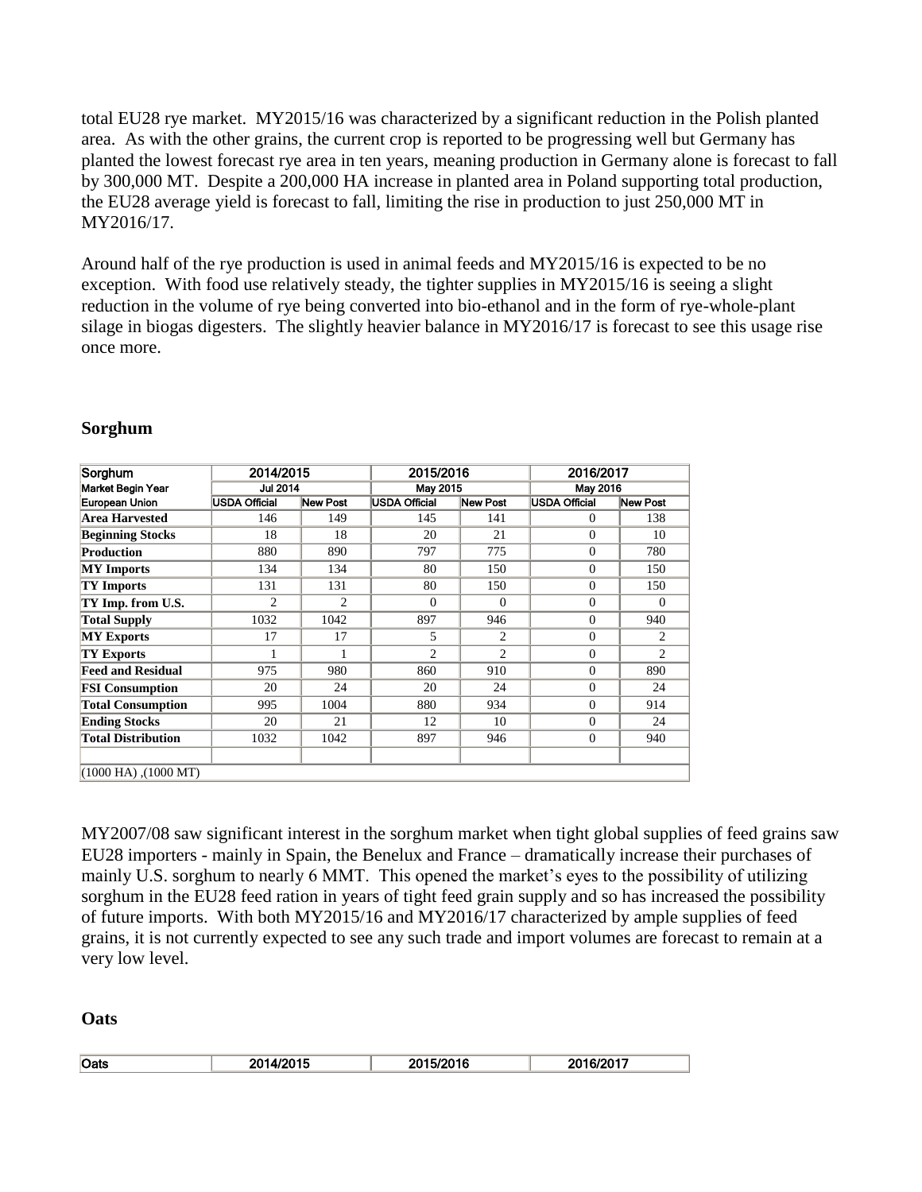total EU28 rye market. MY2015/16 was characterized by a significant reduction in the Polish planted area. As with the other grains, the current crop is reported to be progressing well but Germany has planted the lowest forecast rye area in ten years, meaning production in Germany alone is forecast to fall by 300,000 MT. Despite a 200,000 HA increase in planted area in Poland supporting total production, the EU28 average yield is forecast to fall, limiting the rise in production to just 250,000 MT in MY2016/17.

Around half of the rye production is used in animal feeds and MY2015/16 is expected to be no exception. With food use relatively steady, the tighter supplies in MY2015/16 is seeing a slight reduction in the volume of rye being converted into bio-ethanol and in the form of rye-whole-plant silage in biogas digesters. The slightly heavier balance in MY2016/17 is forecast to see this usage rise once more.

**Sorghum**

| Sorghum | 2014/2015 | | 2015/2016 | | 2016/2017 | |
|---|---|---|---|---|---|---|
| Market Begin Year | Jul 2014 | | May 2015 | | May 2016 | |
| European Union | USDA Official | New Post | USDA Official | New Post | USDA Official | New Post |
| **Area Harvested** | 146 | 149 | 145 | 141 | 0 | 138 |
| **Beginning Stocks** | 18 | 18 | 20 | 21 | 0 | 10 |
| **Production** | 880 | 890 | 797 | 775 | 0 | 780 |
| **MY Imports** | 134 | 134 | 80 | 150 | 0 | 150 |
| **TY Imports** | 131 | 131 | 80 | 150 | 0 | 150 |
| **TY Imp. from U.S.** | 2 | 2 | 0 | 0 | 0 | 0 |
| **Total Supply** | 1032 | 1042 | 897 | 946 | 0 | 940 |
| **MY Exports** | 17 | 17 | 5 | 2 | 0 | 2 |
| **TY Exports** | 1 | 1 | 2 | 2 | 0 | 2 |
| **Feed and Residual** | 975 | 980 | 860 | 910 | 0 | 890 |
| **FSI Consumption** | 20 | 24 | 20 | 24 | 0 | 24 |
| **Total Consumption** | 995 | 1004 | 880 | 934 | 0 | 914 |
| **Ending Stocks** | 20 | 21 | 12 | 10 | 0 | 24 |
| **Total Distribution** | 1032 | 1042 | 897 | 946 | 0 | 940 |
| | | | | | | |
| (1000 HA) ,(1000 MT) | | | | | | |

MY2007/08 saw significant interest in the sorghum market when tight global supplies of feed grains saw EU28 importers - mainly in Spain, the Benelux and France – dramatically increase their purchases of mainly U.S. sorghum to nearly 6 MMT. This opened the market's eyes to the possibility of utilizing sorghum in the EU28 feed ration in years of tight feed grain supply and so has increased the possibility of future imports. With both MY2015/16 and MY2016/17 characterized by ample supplies of feed grains, it is not currently expected to see any such trade and import volumes are forecast to remain at a very low level.

**Oats**

| Oats | 2014/2015 | 2015/2016 | 2016/2017 |
|---|---|---|---|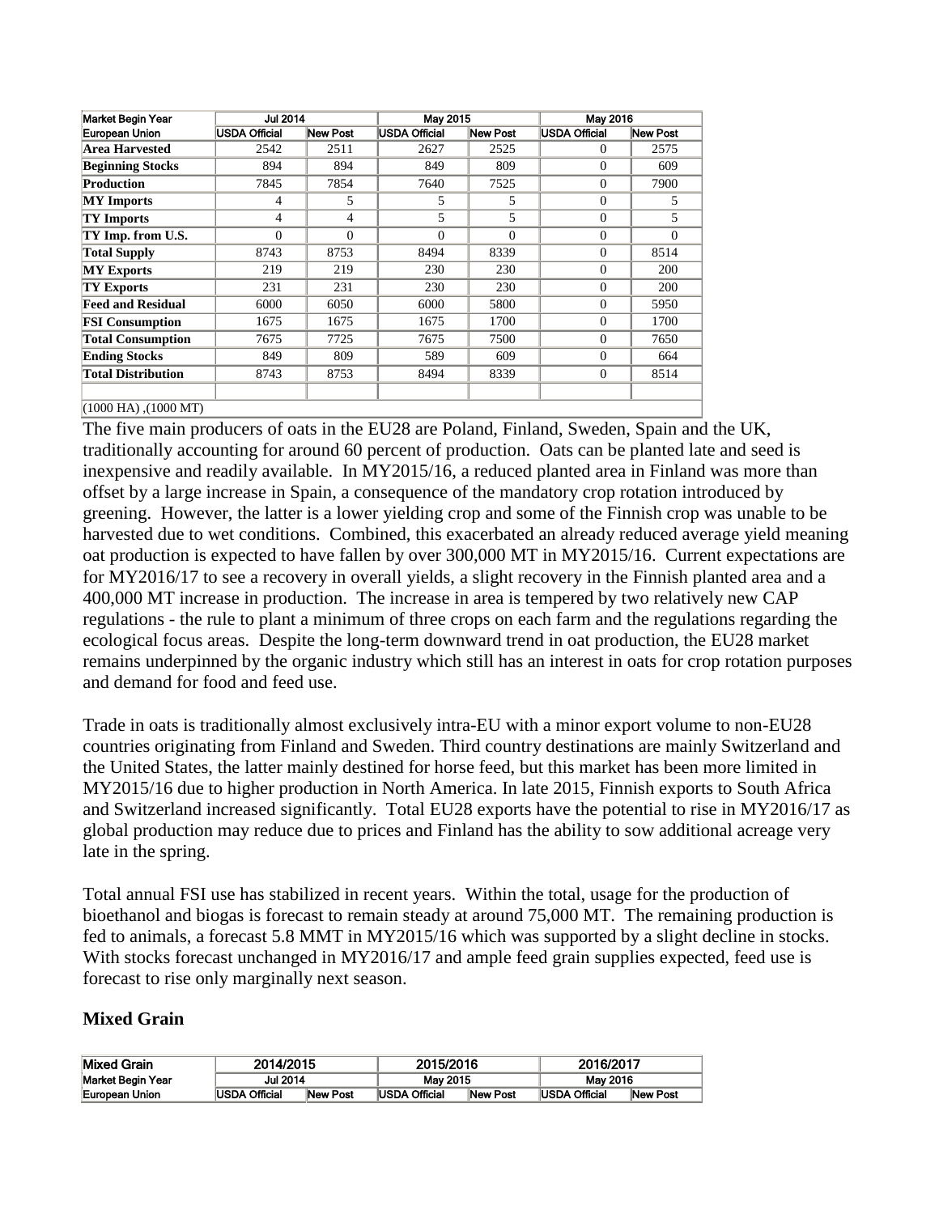| Market Begin Year | Jul 2014 | | May 2015 | | May 2016 | |
|---|---|---|---|---|---|---|
| European Union | USDA Official | New Post | USDA Official | New Post | USDA Official | New Post |
| **Area Harvested** | 2542 | 2511 | 2627 | 2525 | 0 | 2575 |
| **Beginning Stocks** | 894 | 894 | 849 | 809 | 0 | 609 |
| **Production** | 7845 | 7854 | 7640 | 7525 | 0 | 7900 |
| **MY Imports** | 4 | 5 | 5 | 5 | 0 | 5 |
| **TY Imports** | 4 | 4 | 5 | 5 | 0 | 5 |
| **TY Imp. from U.S.** | 0 | 0 | 0 | 0 | 0 | 0 |
| **Total Supply** | 8743 | 8753 | 8494 | 8339 | 0 | 8514 |
| **MY Exports** | 219 | 219 | 230 | 230 | 0 | 200 |
| **TY Exports** | 231 | 231 | 230 | 230 | 0 | 200 |
| **Feed and Residual** | 6000 | 6050 | 6000 | 5800 | 0 | 5950 |
| **FSI Consumption** | 1675 | 1675 | 1675 | 1700 | 0 | 1700 |
| **Total Consumption** | 7675 | 7725 | 7675 | 7500 | 0 | 7650 |
| **Ending Stocks** | 849 | 809 | 589 | 609 | 0 | 664 |
| **Total Distribution** | 8743 | 8753 | 8494 | 8339 | 0 | 8514 |
| | | | | | | |
| (1000 HA) ,(1000 MT) | | | | | | |

The five main producers of oats in the EU28 are Poland, Finland, Sweden, Spain and the UK, traditionally accounting for around 60 percent of production. Oats can be planted late and seed is inexpensive and readily available. In MY2015/16, a reduced planted area in Finland was more than offset by a large increase in Spain, a consequence of the mandatory crop rotation introduced by greening. However, the latter is a lower yielding crop and some of the Finnish crop was unable to be harvested due to wet conditions. Combined, this exacerbated an already reduced average yield meaning oat production is expected to have fallen by over 300,000 MT in MY2015/16. Current expectations are for MY2016/17 to see a recovery in overall yields, a slight recovery in the Finnish planted area and a 400,000 MT increase in production. The increase in area is tempered by two relatively new CAP regulations - the rule to plant a minimum of three crops on each farm and the regulations regarding the ecological focus areas. Despite the long-term downward trend in oat production, the EU28 market remains underpinned by the organic industry which still has an interest in oats for crop rotation purposes and demand for food and feed use.

Trade in oats is traditionally almost exclusively intra-EU with a minor export volume to non-EU28 countries originating from Finland and Sweden. Third country destinations are mainly Switzerland and the United States, the latter mainly destined for horse feed, but this market has been more limited in MY2015/16 due to higher production in North America. In late 2015, Finnish exports to South Africa and Switzerland increased significantly. Total EU28 exports have the potential to rise in MY2016/17 as global production may reduce due to prices and Finland has the ability to sow additional acreage very late in the spring.

Total annual FSI use has stabilized in recent years. Within the total, usage for the production of bioethanol and biogas is forecast to remain steady at around 75,000 MT. The remaining production is fed to animals, a forecast 5.8 MMT in MY2015/16 which was supported by a slight decline in stocks. With stocks forecast unchanged in MY2016/17 and ample feed grain supplies expected, feed use is forecast to rise only marginally next season.

## Mixed Grain

| Mixed Grain | 2014/2015 | | 2015/2016 | | 2016/2017 | |
|---|---|---|---|---|---|---|
| Market Begin Year | Jul 2014 | | May 2015 | | May 2016 | |
| European Union | USDA Official | New Post | USDA Official | New Post | USDA Official | New Post |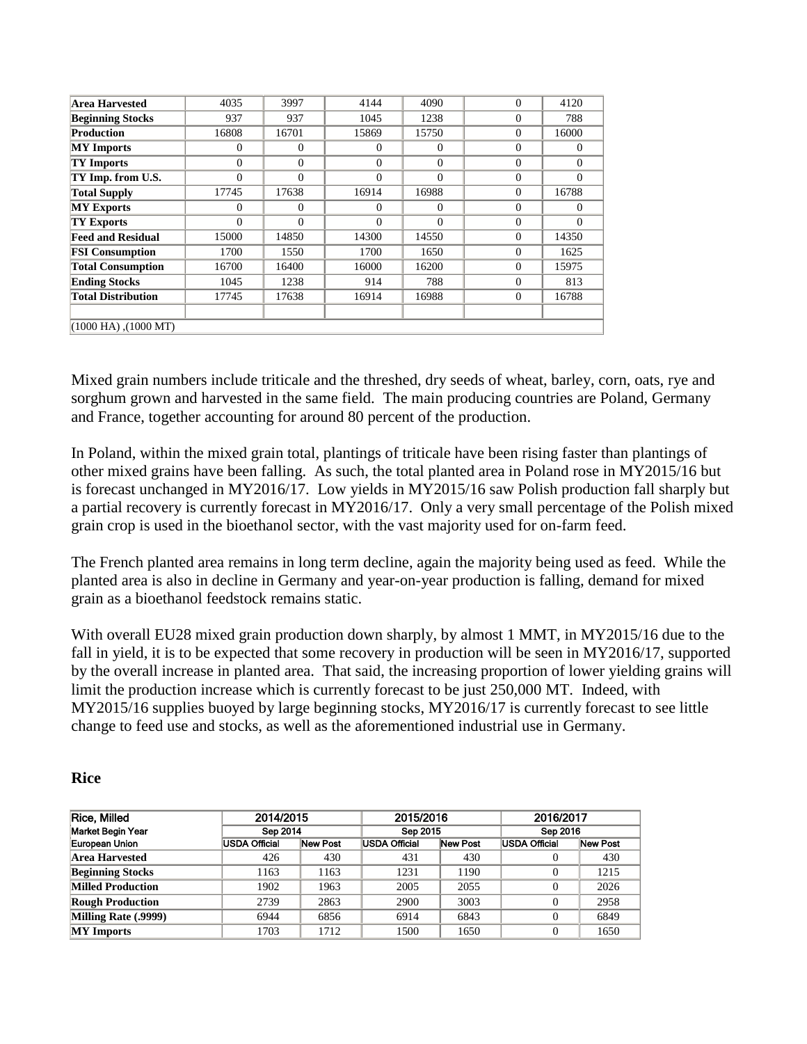| Area Harvested | 4035 | 3997 | 4144 | 4090 | 0 | 4120 |
|---|---|---|---|---|---|---|
| Beginning Stocks | 937 | 937 | 1045 | 1238 | 0 | 788 |
| Production | 16808 | 16701 | 15869 | 15750 | 0 | 16000 |
| MY Imports | 0 | 0 | 0 | 0 | 0 | 0 |
| TY Imports | 0 | 0 | 0 | 0 | 0 | 0 |
| TY Imp. from U.S. | 0 | 0 | 0 | 0 | 0 | 0 |
| Total Supply | 17745 | 17638 | 16914 | 16988 | 0 | 16788 |
| MY Exports | 0 | 0 | 0 | 0 | 0 | 0 |
| TY Exports | 0 | 0 | 0 | 0 | 0 | 0 |
| Feed and Residual | 15000 | 14850 | 14300 | 14550 | 0 | 14350 |
| FSI Consumption | 1700 | 1550 | 1700 | 1650 | 0 | 1625 |
| Total Consumption | 16700 | 16400 | 16000 | 16200 | 0 | 15975 |
| Ending Stocks | 1045 | 1238 | 914 | 788 | 0 | 813 |
| Total Distribution | 17745 | 17638 | 16914 | 16988 | 0 | 16788 |
| | | | | | | |
| (1000 HA) ,(1000 MT) | | | | | | |

Mixed grain numbers include triticale and the threshed, dry seeds of wheat, barley, corn, oats, rye and sorghum grown and harvested in the same field. The main producing countries are Poland, Germany and France, together accounting for around 80 percent of the production.

In Poland, within the mixed grain total, plantings of triticale have been rising faster than plantings of other mixed grains have been falling. As such, the total planted area in Poland rose in MY2015/16 but is forecast unchanged in MY2016/17. Low yields in MY2015/16 saw Polish production fall sharply but a partial recovery is currently forecast in MY2016/17. Only a very small percentage of the Polish mixed grain crop is used in the bioethanol sector, with the vast majority used for on-farm feed.

The French planted area remains in long term decline, again the majority being used as feed. While the planted area is also in decline in Germany and year-on-year production is falling, demand for mixed grain as a bioethanol feedstock remains static.

With overall EU28 mixed grain production down sharply, by almost 1 MMT, in MY2015/16 due to the fall in yield, it is to be expected that some recovery in production will be seen in MY2016/17, supported by the overall increase in planted area. That said, the increasing proportion of lower yielding grains will limit the production increase which is currently forecast to be just 250,000 MT. Indeed, with MY2015/16 supplies buoyed by large beginning stocks, MY2016/17 is currently forecast to see little change to feed use and stocks, as well as the aforementioned industrial use in Germany.

## Rice

| Rice, Milled | 2014/2015 | | 2015/2016 | | 2016/2017 | |
|---|---|---|---|---|---|---|
| Market Begin Year | Sep 2014 | | Sep 2015 | | Sep 2016 | |
| European Union | USDA Official | New Post | USDA Official | New Post | USDA Official | New Post |
| Area Harvested | 426 | 430 | 431 | 430 | 0 | 430 |
| Beginning Stocks | 1163 | 1163 | 1231 | 1190 | 0 | 1215 |
| Milled Production | 1902 | 1963 | 2005 | 2055 | 0 | 2026 |
| Rough Production | 2739 | 2863 | 2900 | 3003 | 0 | 2958 |
| Milling Rate (.9999) | 6944 | 6856 | 6914 | 6843 | 0 | 6849 |
| MY Imports | 1703 | 1712 | 1500 | 1650 | 0 | 1650 |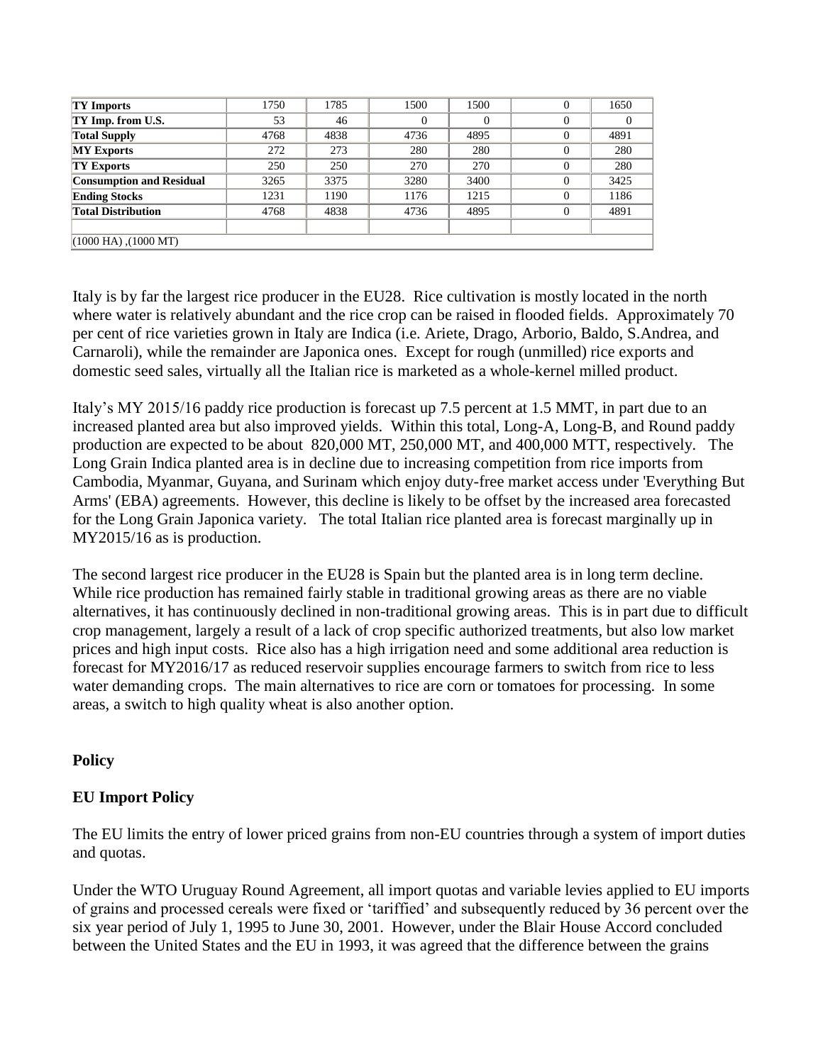| TY Imports | 1750 | 1785 | 1500 | 1500 | 0 | 1650 |
|---|---|---|---|---|---|---|
| TY Imp. from U.S. | 53 | 46 | 0 | 0 | 0 | 0 |
| Total Supply | 4768 | 4838 | 4736 | 4895 | 0 | 4891 |
| MY Exports | 272 | 273 | 280 | 280 | 0 | 280 |
| TY Exports | 250 | 250 | 270 | 270 | 0 | 280 |
| Consumption and Residual | 3265 | 3375 | 3280 | 3400 | 0 | 3425 |
| Ending Stocks | 1231 | 1190 | 1176 | 1215 | 0 | 1186 |
| Total Distribution | 4768 | 4838 | 4736 | 4895 | 0 | 4891 |
| | | | | | | |
| (1000 HA) ,(1000 MT) | | | | | | |

Italy is by far the largest rice producer in the EU28. Rice cultivation is mostly located in the north where water is relatively abundant and the rice crop can be raised in flooded fields. Approximately 70 per cent of rice varieties grown in Italy are Indica (i.e. Ariete, Drago, Arborio, Baldo, S.Andrea, and Carnaroli), while the remainder are Japonica ones. Except for rough (unmilled) rice exports and domestic seed sales, virtually all the Italian rice is marketed as a whole-kernel milled product.

Italy's MY 2015/16 paddy rice production is forecast up 7.5 percent at 1.5 MMT, in part due to an increased planted area but also improved yields. Within this total, Long-A, Long-B, and Round paddy production are expected to be about 820,000 MT, 250,000 MT, and 400,000 MTT, respectively. The Long Grain Indica planted area is in decline due to increasing competition from rice imports from Cambodia, Myanmar, Guyana, and Surinam which enjoy duty-free market access under 'Everything But Arms' (EBA) agreements. However, this decline is likely to be offset by the increased area forecasted for the Long Grain Japonica variety. The total Italian rice planted area is forecast marginally up in MY2015/16 as is production.

The second largest rice producer in the EU28 is Spain but the planted area is in long term decline. While rice production has remained fairly stable in traditional growing areas as there are no viable alternatives, it has continuously declined in non-traditional growing areas. This is in part due to difficult crop management, largely a result of a lack of crop specific authorized treatments, but also low market prices and high input costs. Rice also has a high irrigation need and some additional area reduction is forecast for MY2016/17 as reduced reservoir supplies encourage farmers to switch from rice to less water demanding crops. The main alternatives to rice are corn or tomatoes for processing. In some areas, a switch to high quality wheat is also another option.

## Policy

### EU Import Policy

The EU limits the entry of lower priced grains from non-EU countries through a system of import duties and quotas.

Under the WTO Uruguay Round Agreement, all import quotas and variable levies applied to EU imports of grains and processed cereals were fixed or 'tariffied' and subsequently reduced by 36 percent over the six year period of July 1, 1995 to June 30, 2001. However, under the Blair House Accord concluded between the United States and the EU in 1993, it was agreed that the difference between the grains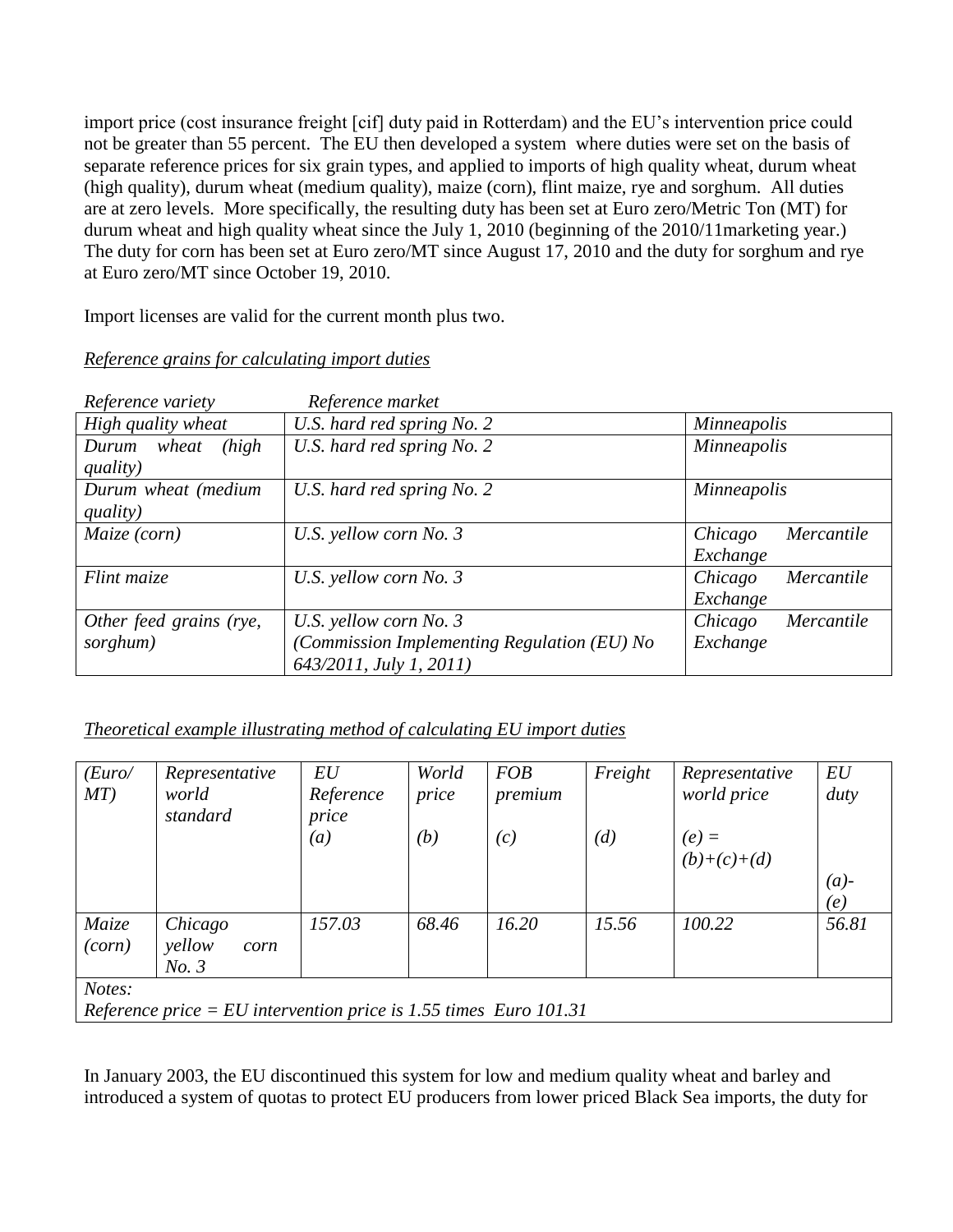import price (cost insurance freight [cif] duty paid in Rotterdam) and the EU's intervention price could not be greater than 55 percent. The EU then developed a system where duties were set on the basis of separate reference prices for six grain types, and applied to imports of high quality wheat, durum wheat (high quality), durum wheat (medium quality), maize (corn), flint maize, rye and sorghum. All duties are at zero levels. More specifically, the resulting duty has been set at Euro zero/Metric Ton (MT) for durum wheat and high quality wheat since the July 1, 2010 (beginning of the 2010/11marketing year.) The duty for corn has been set at Euro zero/MT since August 17, 2010 and the duty for sorghum and rye at Euro zero/MT since October 19, 2010.

Import licenses are valid for the current month plus two.

*Reference grains for calculating import duties*

| *Reference variety* | *Reference market* | |
|---|---|---|
| *High quality wheat* | *U.S. hard red spring No. 2* | *Minneapolis* |
| *Durum wheat (high quality)* | *U.S. hard red spring No. 2* | *Minneapolis* |
| *Durum wheat (medium quality)* | *U.S. hard red spring No. 2* | *Minneapolis* |
| *Maize (corn)* | *U.S. yellow corn No. 3* | *Chicago Mercantile Exchange* |
| *Flint maize* | *U.S. yellow corn No. 3* | *Chicago Mercantile Exchange* |
| *Other feed grains (rye, sorghum)* | *U.S. yellow corn No. 3 (Commission Implementing Regulation (EU) No 643/2011, July 1, 2011)* | *Chicago Mercantile Exchange* |

*Theoretical example illustrating method of calculating EU import duties*

| *(Euro/ MT)* | *Representative world standard* | *EU Reference price (a)* | *World price (b)* | *FOB premium (c)* | *Freight (d)* | *Representative world price (e) = (b)+(c)+(d)* | *EU duty (a)-(e)* |
|---|---|---|---|---|---|---|---|
| *Maize (corn)* | *Chicago yellow corn No. 3* | *157.03* | *68.46* | *16.20* | *15.56* | *100.22* | *56.81* |
| *Notes: Reference price = EU intervention price is 1.55 times Euro 101.31* | | | | | | | |

In January 2003, the EU discontinued this system for low and medium quality wheat and barley and introduced a system of quotas to protect EU producers from lower priced Black Sea imports, the duty for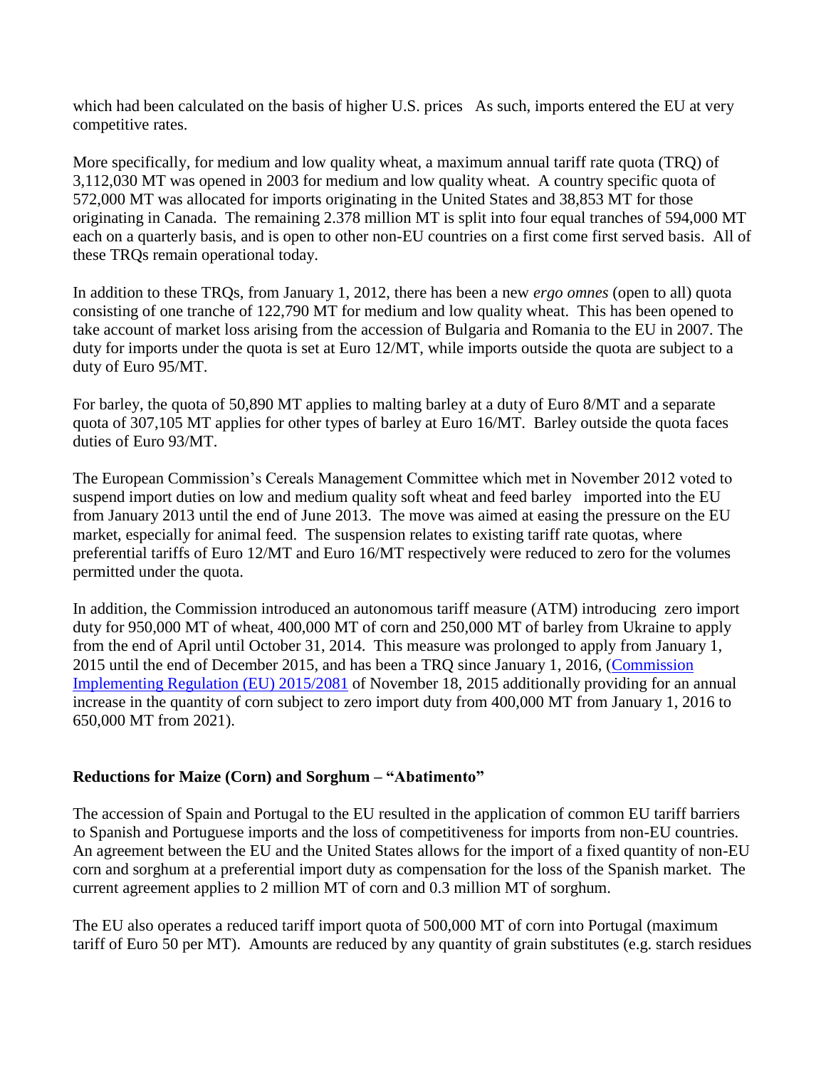which had been calculated on the basis of higher U.S. prices As such, imports entered the EU at very competitive rates.

More specifically, for medium and low quality wheat, a maximum annual tariff rate quota (TRQ) of 3,112,030 MT was opened in 2003 for medium and low quality wheat. A country specific quota of 572,000 MT was allocated for imports originating in the United States and 38,853 MT for those originating in Canada. The remaining 2.378 million MT is split into four equal tranches of 594,000 MT each on a quarterly basis, and is open to other non-EU countries on a first come first served basis. All of these TRQs remain operational today.

In addition to these TRQs, from January 1, 2012, there has been a new *ergo omnes* (open to all) quota consisting of one tranche of 122,790 MT for medium and low quality wheat. This has been opened to take account of market loss arising from the accession of Bulgaria and Romania to the EU in 2007. The duty for imports under the quota is set at Euro 12/MT, while imports outside the quota are subject to a duty of Euro 95/MT.

For barley, the quota of 50,890 MT applies to malting barley at a duty of Euro 8/MT and a separate quota of 307,105 MT applies for other types of barley at Euro 16/MT. Barley outside the quota faces duties of Euro 93/MT.

The European Commission's Cereals Management Committee which met in November 2012 voted to suspend import duties on low and medium quality soft wheat and feed barley imported into the EU from January 2013 until the end of June 2013. The move was aimed at easing the pressure on the EU market, especially for animal feed. The suspension relates to existing tariff rate quotas, where preferential tariffs of Euro 12/MT and Euro 16/MT respectively were reduced to zero for the volumes permitted under the quota.

In addition, the Commission introduced an autonomous tariff measure (ATM) introducing zero import duty for 950,000 MT of wheat, 400,000 MT of corn and 250,000 MT of barley from Ukraine to apply from the end of April until October 31, 2014. This measure was prolonged to apply from January 1, 2015 until the end of December 2015, and has been a TRQ since January 1, 2016, (Commission Implementing Regulation (EU) 2015/2081 of November 18, 2015 additionally providing for an annual increase in the quantity of corn subject to zero import duty from 400,000 MT from January 1, 2016 to 650,000 MT from 2021).

**Reductions for Maize (Corn) and Sorghum – "Abatimento"**

The accession of Spain and Portugal to the EU resulted in the application of common EU tariff barriers to Spanish and Portuguese imports and the loss of competitiveness for imports from non-EU countries. An agreement between the EU and the United States allows for the import of a fixed quantity of non-EU corn and sorghum at a preferential import duty as compensation for the loss of the Spanish market. The current agreement applies to 2 million MT of corn and 0.3 million MT of sorghum.

The EU also operates a reduced tariff import quota of 500,000 MT of corn into Portugal (maximum tariff of Euro 50 per MT). Amounts are reduced by any quantity of grain substitutes (e.g. starch residues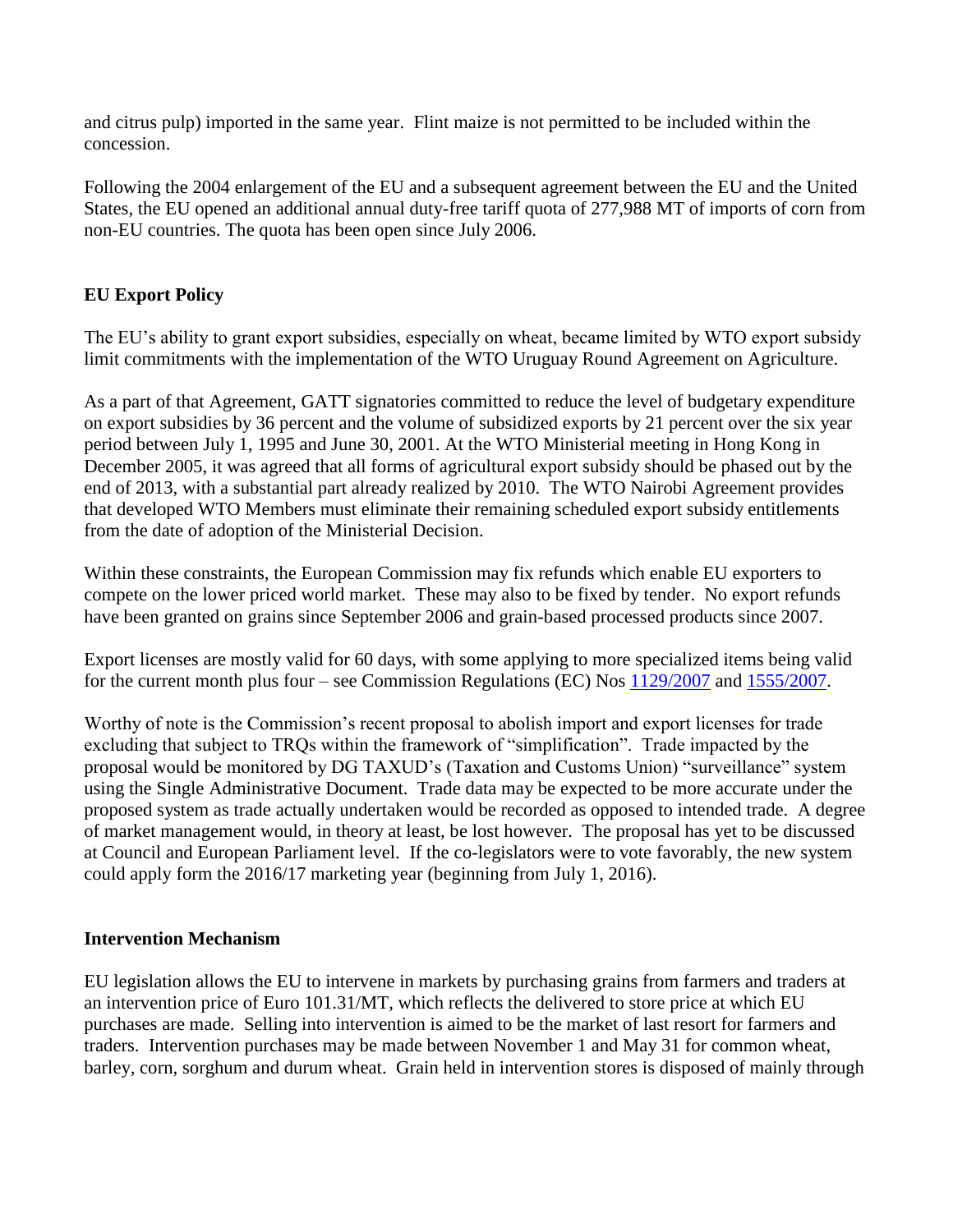and citrus pulp) imported in the same year. Flint maize is not permitted to be included within the concession.

Following the 2004 enlargement of the EU and a subsequent agreement between the EU and the United States, the EU opened an additional annual duty-free tariff quota of 277,988 MT of imports of corn from non-EU countries. The quota has been open since July 2006.

## EU Export Policy

The EU's ability to grant export subsidies, especially on wheat, became limited by WTO export subsidy limit commitments with the implementation of the WTO Uruguay Round Agreement on Agriculture.

As a part of that Agreement, GATT signatories committed to reduce the level of budgetary expenditure on export subsidies by 36 percent and the volume of subsidized exports by 21 percent over the six year period between July 1, 1995 and June 30, 2001. At the WTO Ministerial meeting in Hong Kong in December 2005, it was agreed that all forms of agricultural export subsidy should be phased out by the end of 2013, with a substantial part already realized by 2010. The WTO Nairobi Agreement provides that developed WTO Members must eliminate their remaining scheduled export subsidy entitlements from the date of adoption of the Ministerial Decision.

Within these constraints, the European Commission may fix refunds which enable EU exporters to compete on the lower priced world market. These may also to be fixed by tender. No export refunds have been granted on grains since September 2006 and grain-based processed products since 2007.

Export licenses are mostly valid for 60 days, with some applying to more specialized items being valid for the current month plus four – see Commission Regulations (EC) Nos 1129/2007 and 1555/2007.

Worthy of note is the Commission's recent proposal to abolish import and export licenses for trade excluding that subject to TRQs within the framework of "simplification". Trade impacted by the proposal would be monitored by DG TAXUD's (Taxation and Customs Union) "surveillance" system using the Single Administrative Document. Trade data may be expected to be more accurate under the proposed system as trade actually undertaken would be recorded as opposed to intended trade. A degree of market management would, in theory at least, be lost however. The proposal has yet to be discussed at Council and European Parliament level. If the co-legislators were to vote favorably, the new system could apply form the 2016/17 marketing year (beginning from July 1, 2016).

## Intervention Mechanism

EU legislation allows the EU to intervene in markets by purchasing grains from farmers and traders at an intervention price of Euro 101.31/MT, which reflects the delivered to store price at which EU purchases are made. Selling into intervention is aimed to be the market of last resort for farmers and traders. Intervention purchases may be made between November 1 and May 31 for common wheat, barley, corn, sorghum and durum wheat. Grain held in intervention stores is disposed of mainly through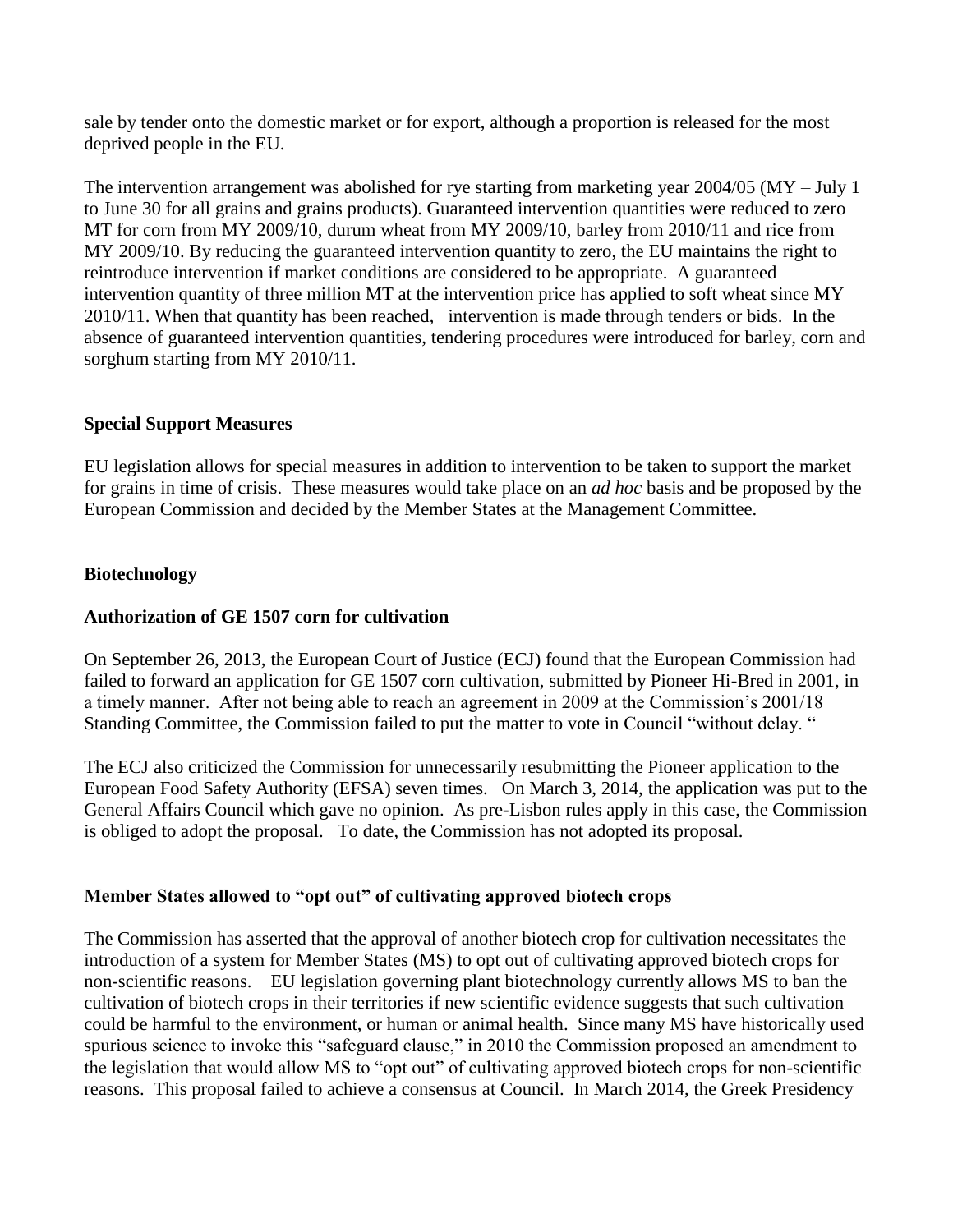sale by tender onto the domestic market or for export, although a proportion is released for the most deprived people in the EU.

The intervention arrangement was abolished for rye starting from marketing year 2004/05 (MY – July 1 to June 30 for all grains and grains products). Guaranteed intervention quantities were reduced to zero MT for corn from MY 2009/10, durum wheat from MY 2009/10, barley from 2010/11 and rice from MY 2009/10. By reducing the guaranteed intervention quantity to zero, the EU maintains the right to reintroduce intervention if market conditions are considered to be appropriate. A guaranteed intervention quantity of three million MT at the intervention price has applied to soft wheat since MY 2010/11. When that quantity has been reached, intervention is made through tenders or bids. In the absence of guaranteed intervention quantities, tendering procedures were introduced for barley, corn and sorghum starting from MY 2010/11.

**Special Support Measures**

EU legislation allows for special measures in addition to intervention to be taken to support the market for grains in time of crisis. These measures would take place on an *ad hoc* basis and be proposed by the European Commission and decided by the Member States at the Management Committee.

**Biotechnology**

**Authorization of GE 1507 corn for cultivation**

On September 26, 2013, the European Court of Justice (ECJ) found that the European Commission had failed to forward an application for GE 1507 corn cultivation, submitted by Pioneer Hi-Bred in 2001, in a timely manner. After not being able to reach an agreement in 2009 at the Commission's 2001/18 Standing Committee, the Commission failed to put the matter to vote in Council "without delay. "

The ECJ also criticized the Commission for unnecessarily resubmitting the Pioneer application to the European Food Safety Authority (EFSA) seven times. On March 3, 2014, the application was put to the General Affairs Council which gave no opinion. As pre-Lisbon rules apply in this case, the Commission is obliged to adopt the proposal. To date, the Commission has not adopted its proposal.

**Member States allowed to "opt out" of cultivating approved biotech crops**

The Commission has asserted that the approval of another biotech crop for cultivation necessitates the introduction of a system for Member States (MS) to opt out of cultivating approved biotech crops for non-scientific reasons. EU legislation governing plant biotechnology currently allows MS to ban the cultivation of biotech crops in their territories if new scientific evidence suggests that such cultivation could be harmful to the environment, or human or animal health. Since many MS have historically used spurious science to invoke this "safeguard clause," in 2010 the Commission proposed an amendment to the legislation that would allow MS to "opt out" of cultivating approved biotech crops for non-scientific reasons. This proposal failed to achieve a consensus at Council. In March 2014, the Greek Presidency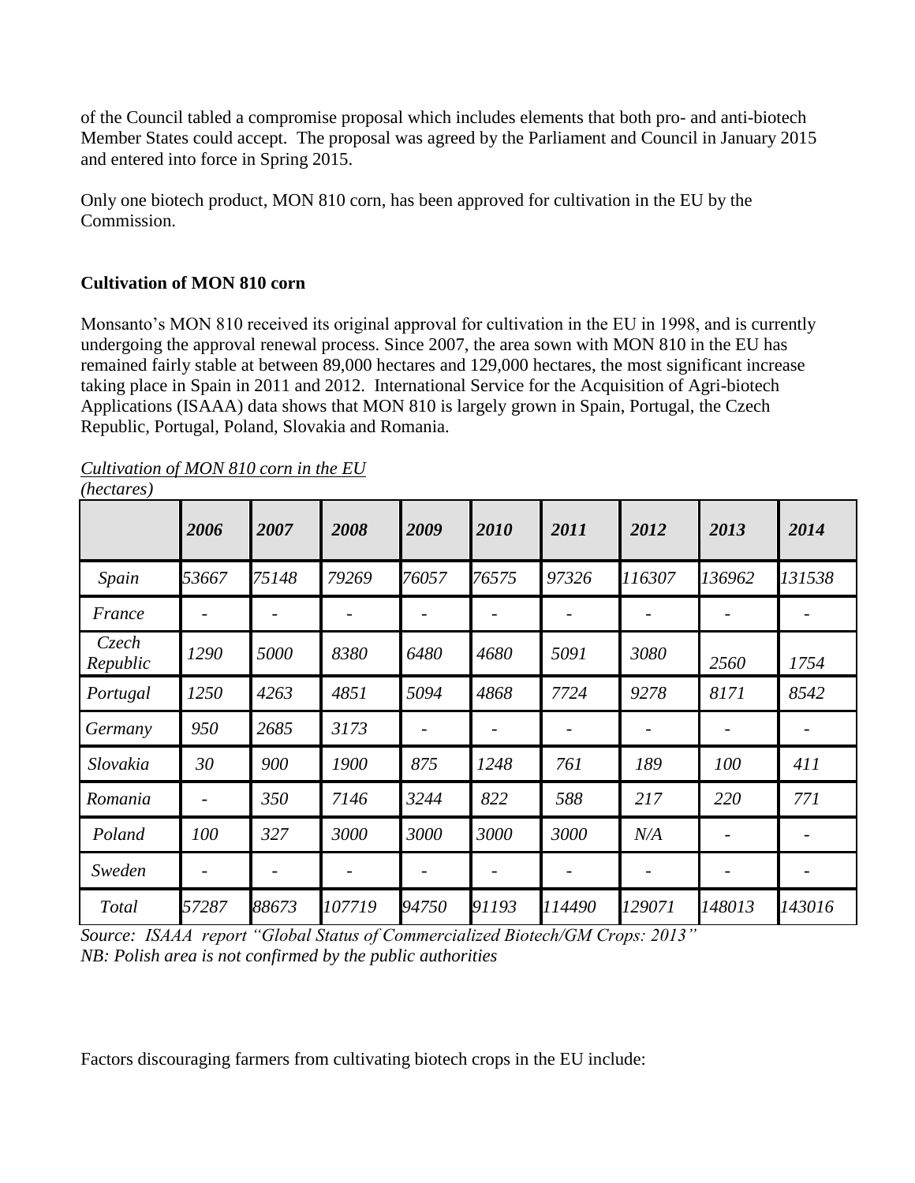of the Council tabled a compromise proposal which includes elements that both pro- and anti-biotech Member States could accept. The proposal was agreed by the Parliament and Council in January 2015 and entered into force in Spring 2015.

Only one biotech product, MON 810 corn, has been approved for cultivation in the EU by the Commission.

**Cultivation of MON 810 corn**

Monsanto's MON 810 received its original approval for cultivation in the EU in 1998, and is currently undergoing the approval renewal process. Since 2007, the area sown with MON 810 in the EU has remained fairly stable at between 89,000 hectares and 129,000 hectares, the most significant increase taking place in Spain in 2011 and 2012. International Service for the Acquisition of Agri-biotech Applications (ISAAA) data shows that MON 810 is largely grown in Spain, Portugal, the Czech Republic, Portugal, Poland, Slovakia and Romania.

*Cultivation of MON 810 corn in the EU*
*(hectares)*

| | *2006* | *2007* | *2008* | *2009* | *2010* | *2011* | *2012* | *2013* | *2014* |
|---|---|---|---|---|---|---|---|---|---|
| *Spain* | *53667* | *75148* | *79269* | *76057* | *76575* | *97326* | *116307* | *136962* | *131538* |
| *France* | - | - | - | - | - | - | - | - | - |
| *Czech Republic* | *1290* | *5000* | *8380* | *6480* | *4680* | *5091* | *3080* | *2560* | *1754* |
| *Portugal* | *1250* | *4263* | *4851* | *5094* | *4868* | *7724* | *9278* | *8171* | *8542* |
| *Germany* | *950* | *2685* | *3173* | - | - | - | - | - | - |
| *Slovakia* | *30* | *900* | *1900* | *875* | *1248* | *761* | *189* | *100* | *411* |
| *Romania* | - | *350* | *7146* | *3244* | *822* | *588* | *217* | *220* | *771* |
| *Poland* | *100* | *327* | *3000* | *3000* | *3000* | *3000* | *N/A* | - | - |
| *Sweden* | - | - | - | - | - | - | - | - | - |
| *Total* | *57287* | *88673* | *107719* | *94750* | *91193* | *114490* | *129071* | *148013* | *143016* |

*Source: ISAAA report "Global Status of Commercialized Biotech/GM Crops: 2013"*
*NB: Polish area is not confirmed by the public authorities*

Factors discouraging farmers from cultivating biotech crops in the EU include: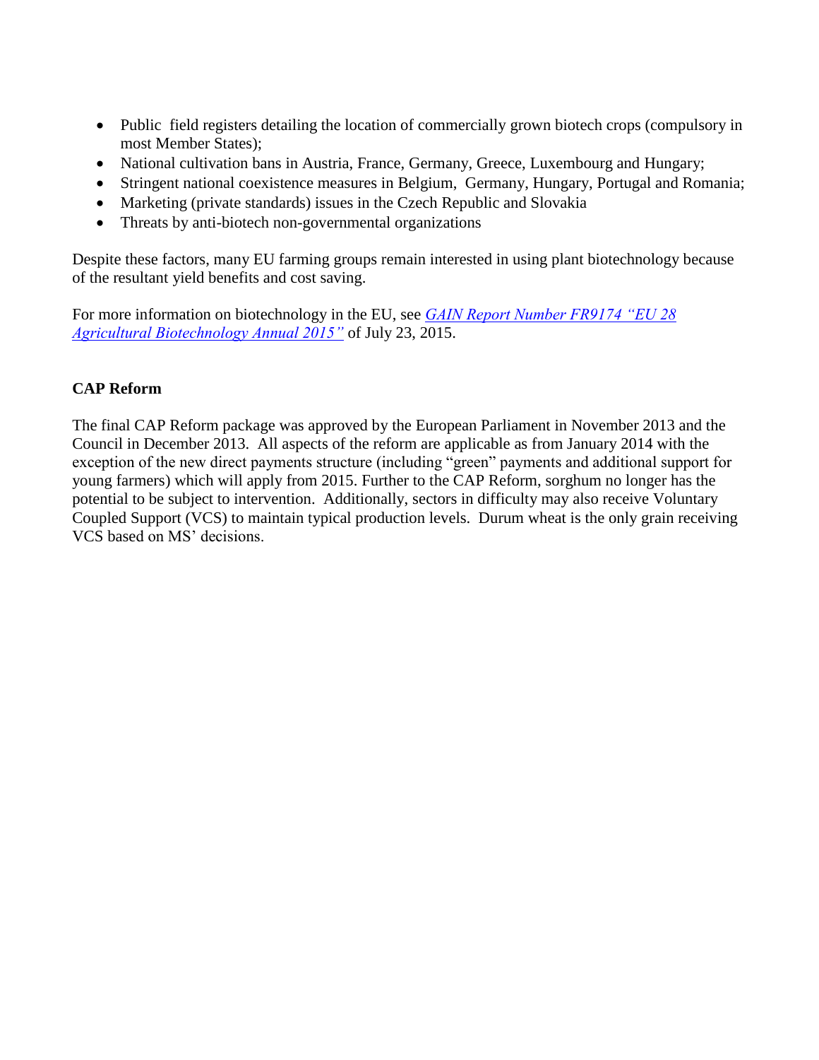- Public field registers detailing the location of commercially grown biotech crops (compulsory in most Member States);
- National cultivation bans in Austria, France, Germany, Greece, Luxembourg and Hungary;
- Stringent national coexistence measures in Belgium, Germany, Hungary, Portugal and Romania;
- Marketing (private standards) issues in the Czech Republic and Slovakia
- Threats by anti-biotech non-governmental organizations

Despite these factors, many EU farming groups remain interested in using plant biotechnology because of the resultant yield benefits and cost saving.

For more information on biotechnology in the EU, see *GAIN Report Number FR9174 "EU 28 Agricultural Biotechnology Annual 2015"* of July 23, 2015.

**CAP Reform**

The final CAP Reform package was approved by the European Parliament in November 2013 and the Council in December 2013. All aspects of the reform are applicable as from January 2014 with the exception of the new direct payments structure (including "green" payments and additional support for young farmers) which will apply from 2015. Further to the CAP Reform, sorghum no longer has the potential to be subject to intervention. Additionally, sectors in difficulty may also receive Voluntary Coupled Support (VCS) to maintain typical production levels. Durum wheat is the only grain receiving VCS based on MS' decisions.